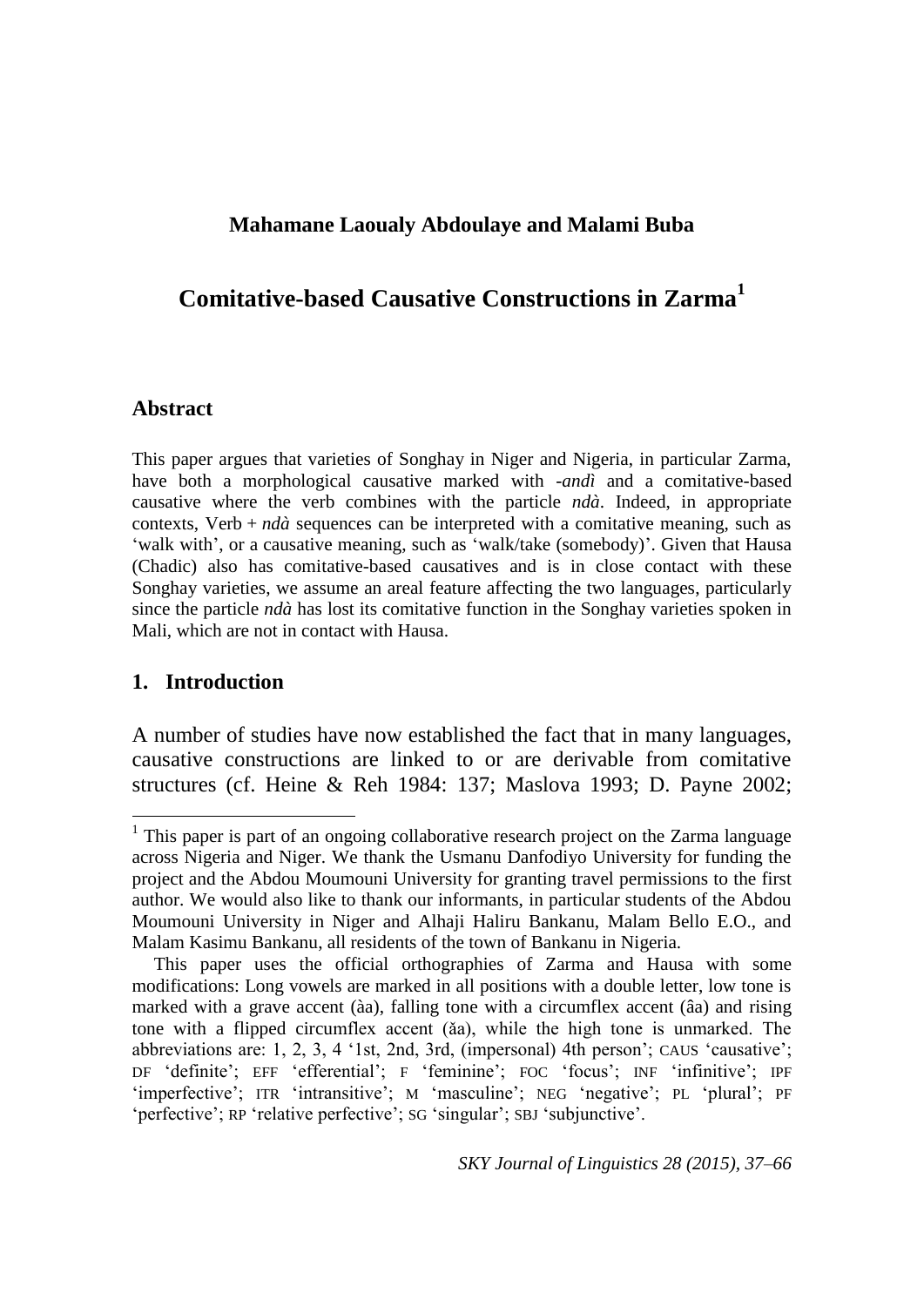**Mahamane Laoualy Abdoulaye and Malami Buba**

# Comitative-based Causative Constructions in Zarma[1]

## Abstract

This paper argues that varieties of Songhay in Niger and Nigeria, in particular Zarma, have both a morphological causative marked with *-andì* and a comitative-based causative where the verb combines with the particle *ndà*. Indeed, in appropriate contexts, Verb + *ndà* sequences can be interpreted with a comitative meaning, such as 'walk with', or a causative meaning, such as 'walk/take (somebody)'. Given that Hausa (Chadic) also has comitative-based causatives and is in close contact with these Songhay varieties, we assume an areal feature affecting the two languages, particularly since the particle *ndà* has lost its comitative function in the Songhay varieties spoken in Mali, which are not in contact with Hausa.

## 1. Introduction

A number of studies have now established the fact that in many languages, causative constructions are linked to or are derivable from comitative structures (cf. Heine & Reh 1984: 137; Maslova 1993; D. Payne 2002;

---

[1] This paper is part of an ongoing collaborative research project on the Zarma language across Nigeria and Niger. We thank the Usmanu Danfodiyo University for funding the project and the Abdou Moumouni University for granting travel permissions to the first author. We would also like to thank our informants, in particular students of the Abdou Moumouni University in Niger and Alhaji Haliru Bankanu, Malam Bello E.O., and Malam Kasimu Bankanu, all residents of the town of Bankanu in Nigeria.

This paper uses the official orthographies of Zarma and Hausa with some modifications: Long vowels are marked in all positions with a double letter, low tone is marked with a grave accent (àa), falling tone with a circumflex accent (âa) and rising tone with a flipped circumflex accent (ǎa), while the high tone is unmarked. The abbreviations are: 1, 2, 3, 4 '1st, 2nd, 3rd, (impersonal) 4th person'; CAUS 'causative'; DF 'definite'; EFF 'efferential'; F 'feminine'; FOC 'focus'; INF 'infinitive'; IPF 'imperfective'; ITR 'intransitive'; M 'masculine'; NEG 'negative'; PL 'plural'; PF 'perfective'; RP 'relative perfective'; SG 'singular'; SBJ 'subjunctive'.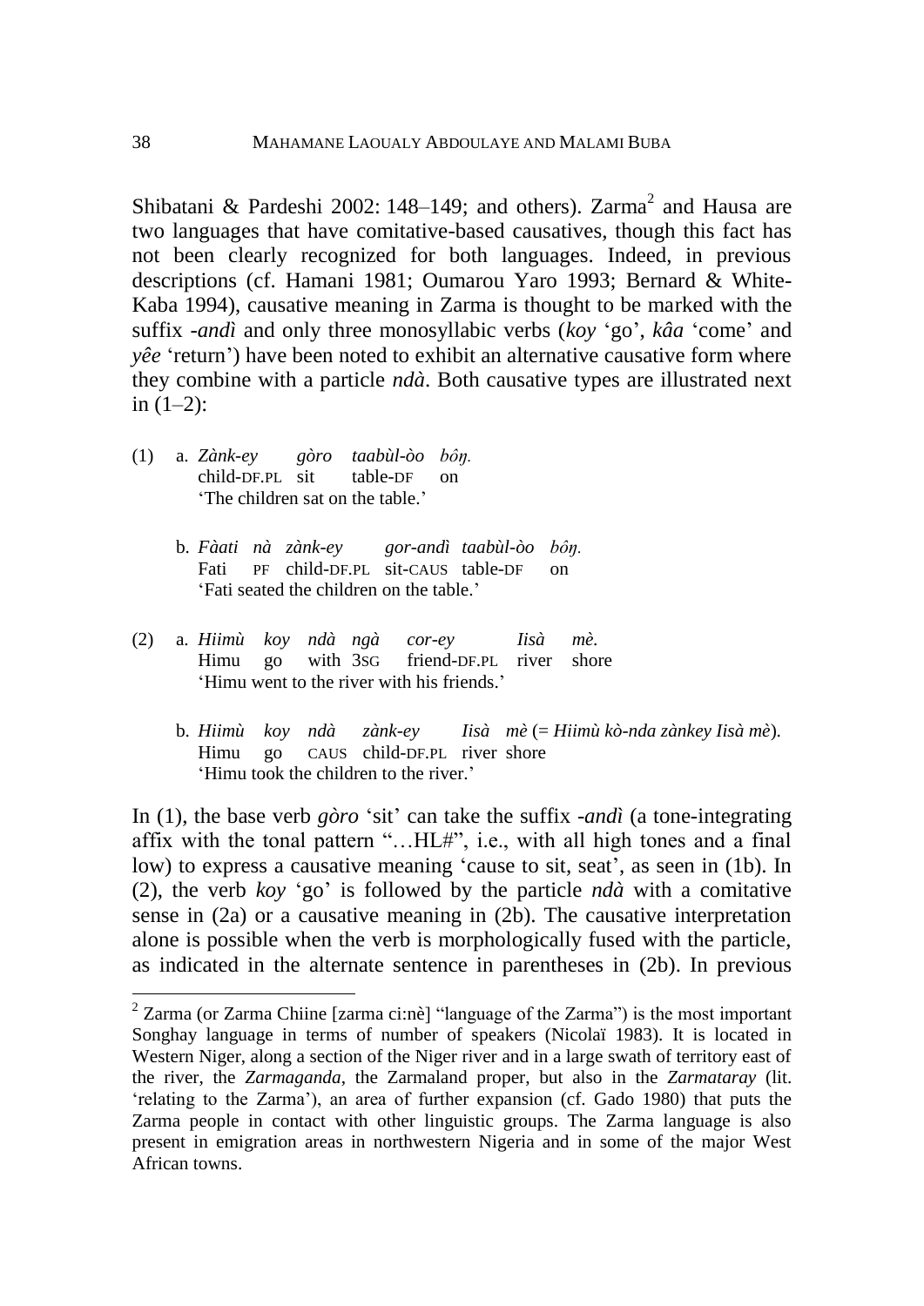Shibatani & Pardeshi 2002: 148–149; and others). Zarma[2] and Hausa are two languages that have comitative-based causatives, though this fact has not been clearly recognized for both languages. Indeed, in previous descriptions (cf. Hamani 1981; Oumarou Yaro 1993; Bernard & White-Kaba 1994), causative meaning in Zarma is thought to be marked with the suffix *-andì* and only three monosyllabic verbs (*koy* 'go', *kâa* 'come' and *yêe* 'return') have been noted to exhibit an alternative causative form where they combine with a particle *ndà*. Both causative types are illustrated next in (1–2):

(1) a. *Zànk-ey gòro taabùl-òo bôŋ.*
   child-DF.PL sit table-DF on
   'The children sat on the table.'

   b. *Fàati nà zànk-ey gor-andì taabùl-òo bôŋ.*
   Fati PF child-DF.PL sit-CAUS table-DF on
   'Fati seated the children on the table.'

(2) a. *Hiimù koy ndà ngà cor-ey Iisà mè.*
   Himu go with 3SG friend-DF.PL river shore
   'Himu went to the river with his friends.'

   b. *Hiimù koy ndà zànk-ey Iisà mè* (= *Hiimù kò-nda zànkey Iisà mè*).
   Himu go CAUS child-DF.PL river shore
   'Himu took the children to the river.'

In (1), the base verb *gòro* 'sit' can take the suffix *-andì* (a tone-integrating affix with the tonal pattern "…HL#", i.e., with all high tones and a final low) to express a causative meaning 'cause to sit, seat', as seen in (1b). In (2), the verb *koy* 'go' is followed by the particle *ndà* with a comitative sense in (2a) or a causative meaning in (2b). The causative interpretation alone is possible when the verb is morphologically fused with the particle, as indicated in the alternate sentence in parentheses in (2b). In previous

---

[2] Zarma (or Zarma Chiine [zarma ci:nè] "language of the Zarma") is the most important Songhay language in terms of number of speakers (Nicolaï 1983). It is located in Western Niger, along a section of the Niger river and in a large swath of territory east of the river, the *Zarmaganda*, the Zarmaland proper, but also in the *Zarmataray* (lit. 'relating to the Zarma'), an area of further expansion (cf. Gado 1980) that puts the Zarma people in contact with other linguistic groups. The Zarma language is also present in emigration areas in northwestern Nigeria and in some of the major West African towns.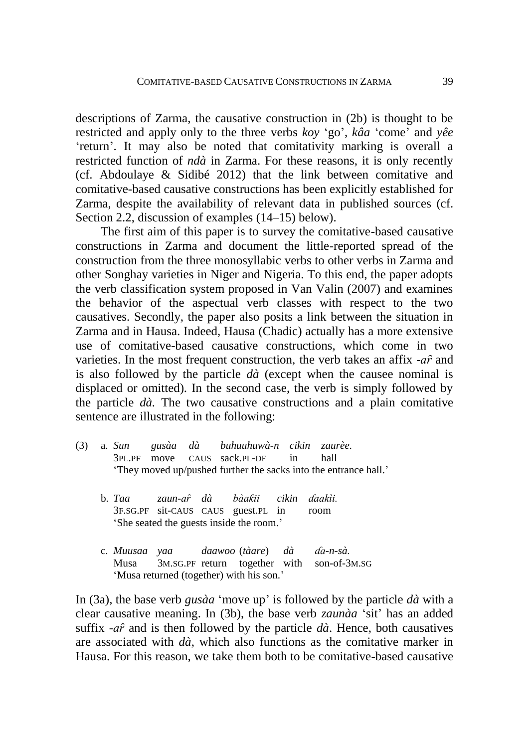descriptions of Zarma, the causative construction in (2b) is thought to be restricted and apply only to the three verbs *koy* 'go', *kâa* 'come' and *yêe* 'return'. It may also be noted that comitativity marking is overall a restricted function of *ndà* in Zarma. For these reasons, it is only recently (cf. Abdoulaye & Sidibé 2012) that the link between comitative and comitative-based causative constructions has been explicitly established for Zarma, despite the availability of relevant data in published sources (cf. Section 2.2, discussion of examples (14–15) below).

The first aim of this paper is to survey the comitative-based causative constructions in Zarma and document the little-reported spread of the construction from the three monosyllabic verbs to other verbs in Zarma and other Songhay varieties in Niger and Nigeria. To this end, the paper adopts the verb classification system proposed in Van Valin (2007) and examines the behavior of the aspectual verb classes with respect to the two causatives. Secondly, the paper also posits a link between the situation in Zarma and in Hausa. Indeed, Hausa (Chadic) actually has a more extensive use of comitative-based causative constructions, which come in two varieties. In the most frequent construction, the verb takes an affix *-ar̂* and is also followed by the particle *dà* (except when the causee nominal is displaced or omitted). In the second case, the verb is simply followed by the particle *dà*. The two causative constructions and a plain comitative sentence are illustrated in the following:

(3) a. *Sun gusàa dà buhuuhuwà-n cikin zaurèe.*
   3PL.PF move CAUS sack.PL-DF in hall
   'They moved up/pushed further the sacks into the entrance hall.'

   b. *Taa zaun-ar̂ dà bàaƙii cikin ɗaakìi.*
   3F.SG.PF sit-CAUS CAUS guest.PL in room
   'She seated the guests inside the room.'

   c. *Muusaa yaa daawoo (tàare) dà ɗa-n-sà.*
   Musa 3M.SG.PF return together with son-of-3M.SG
   'Musa returned (together) with his son.'

In (3a), the base verb *gusàa* 'move up' is followed by the particle *dà* with a clear causative meaning. In (3b), the base verb *zaunàa* 'sit' has an added suffix *-ar̂* and is then followed by the particle *dà*. Hence, both causatives are associated with *dà*, which also functions as the comitative marker in Hausa. For this reason, we take them both to be comitative-based causative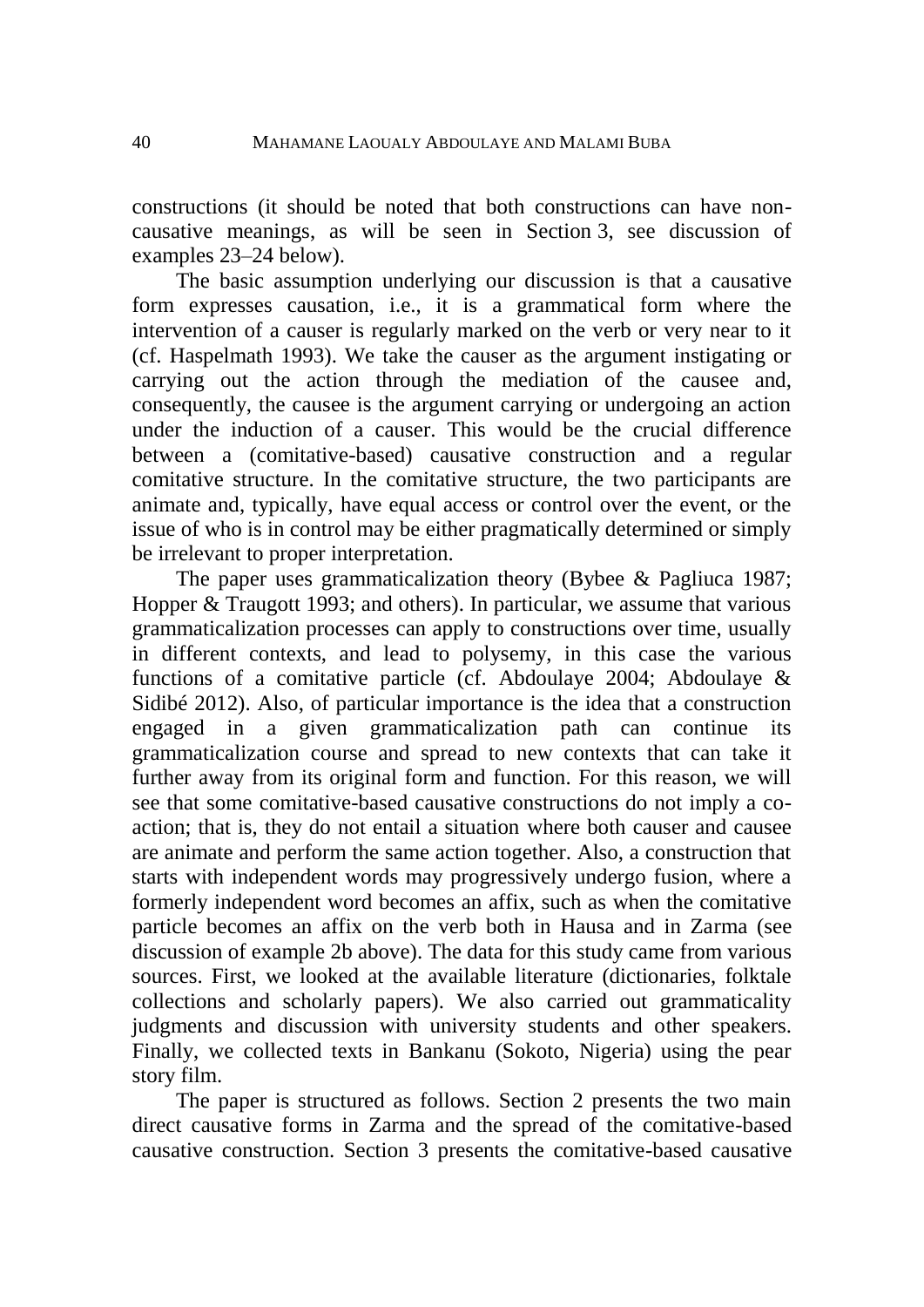constructions (it should be noted that both constructions can have non-causative meanings, as will be seen in Section 3, see discussion of examples 23–24 below).

The basic assumption underlying our discussion is that a causative form expresses causation, i.e., it is a grammatical form where the intervention of a causer is regularly marked on the verb or very near to it (cf. Haspelmath 1993). We take the causer as the argument instigating or carrying out the action through the mediation of the causee and, consequently, the causee is the argument carrying or undergoing an action under the induction of a causer. This would be the crucial difference between a (comitative-based) causative construction and a regular comitative structure. In the comitative structure, the two participants are animate and, typically, have equal access or control over the event, or the issue of who is in control may be either pragmatically determined or simply be irrelevant to proper interpretation.

The paper uses grammaticalization theory (Bybee & Pagliuca 1987; Hopper & Traugott 1993; and others). In particular, we assume that various grammaticalization processes can apply to constructions over time, usually in different contexts, and lead to polysemy, in this case the various functions of a comitative particle (cf. Abdoulaye 2004; Abdoulaye & Sidibé 2012). Also, of particular importance is the idea that a construction engaged in a given grammaticalization path can continue its grammaticalization course and spread to new contexts that can take it further away from its original form and function. For this reason, we will see that some comitative-based causative constructions do not imply a co-action; that is, they do not entail a situation where both causer and causee are animate and perform the same action together. Also, a construction that starts with independent words may progressively undergo fusion, where a formerly independent word becomes an affix, such as when the comitative particle becomes an affix on the verb both in Hausa and in Zarma (see discussion of example 2b above). The data for this study came from various sources. First, we looked at the available literature (dictionaries, folktale collections and scholarly papers). We also carried out grammaticality judgments and discussion with university students and other speakers. Finally, we collected texts in Bankanu (Sokoto, Nigeria) using the pear story film.

The paper is structured as follows. Section 2 presents the two main direct causative forms in Zarma and the spread of the comitative-based causative construction. Section 3 presents the comitative-based causative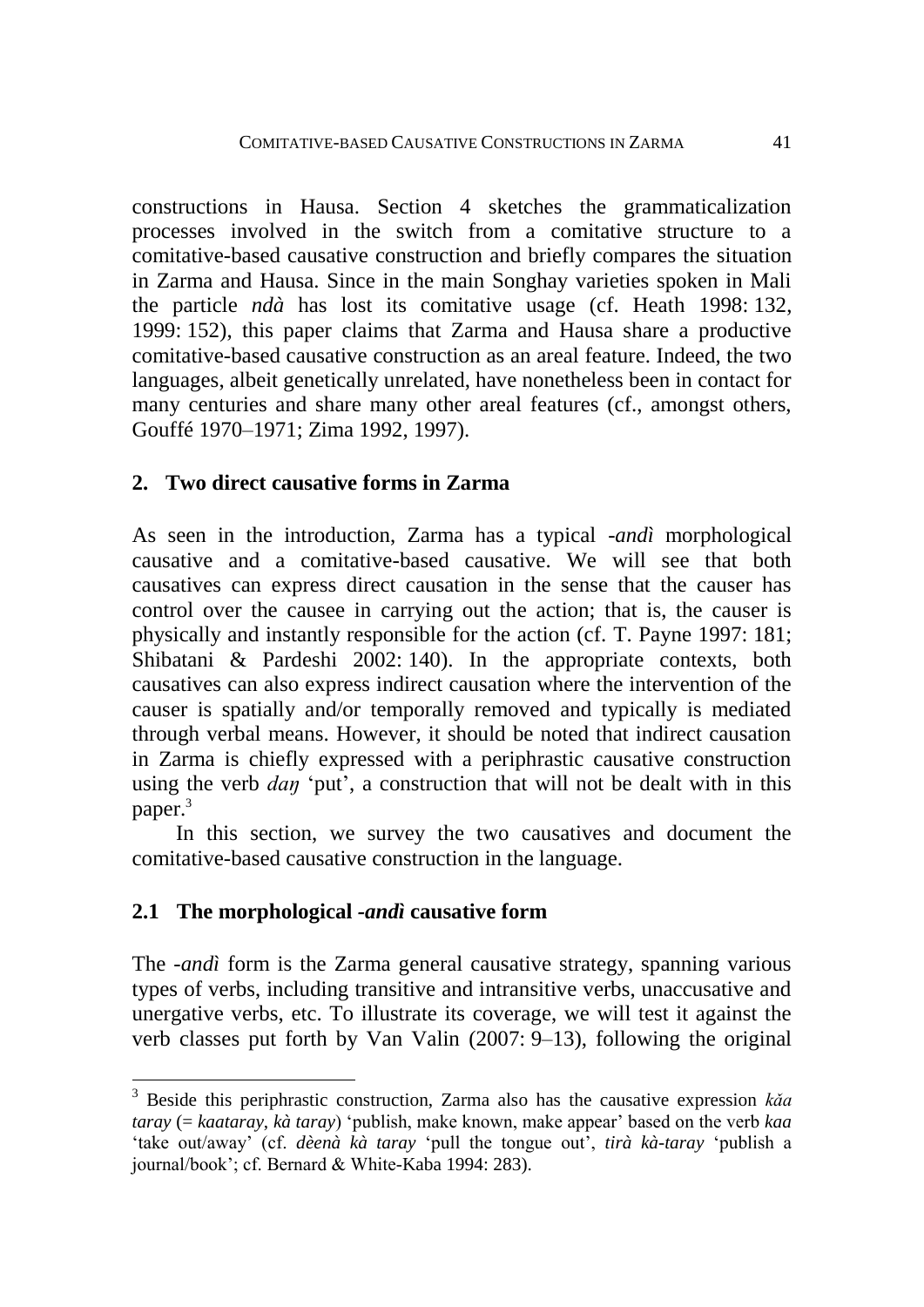constructions in Hausa. Section 4 sketches the grammaticalization processes involved in the switch from a comitative structure to a comitative-based causative construction and briefly compares the situation in Zarma and Hausa. Since in the main Songhay varieties spoken in Mali the particle *ndà* has lost its comitative usage (cf. Heath 1998: 132, 1999: 152), this paper claims that Zarma and Hausa share a productive comitative-based causative construction as an areal feature. Indeed, the two languages, albeit genetically unrelated, have nonetheless been in contact for many centuries and share many other areal features (cf., amongst others, Gouffé 1970–1971; Zima 1992, 1997).

## 2. Two direct causative forms in Zarma

As seen in the introduction, Zarma has a typical *-andì* morphological causative and a comitative-based causative. We will see that both causatives can express direct causation in the sense that the causer has control over the causee in carrying out the action; that is, the causer is physically and instantly responsible for the action (cf. T. Payne 1997: 181; Shibatani & Pardeshi 2002: 140). In the appropriate contexts, both causatives can also express indirect causation where the intervention of the causer is spatially and/or temporally removed and typically is mediated through verbal means. However, it should be noted that indirect causation in Zarma is chiefly expressed with a periphrastic causative construction using the verb *daŋ* 'put', a construction that will not be dealt with in this paper.[3]

In this section, we survey the two causatives and document the comitative-based causative construction in the language.

### 2.1 The morphological *-andì* causative form

The *-andì* form is the Zarma general causative strategy, spanning various types of verbs, including transitive and intransitive verbs, unaccusative and unergative verbs, etc. To illustrate its coverage, we will test it against the verb classes put forth by Van Valin (2007: 9–13), following the original

[3] Beside this periphrastic construction, Zarma also has the causative expression *kǎa taray* (= *kaataray*, *kà taray*) 'publish, make known, make appear' based on the verb *kaa* 'take out/away' (cf. *dèenà kà taray* 'pull the tongue out', *tirà kà-taray* 'publish a journal/book'; cf. Bernard & White-Kaba 1994: 283).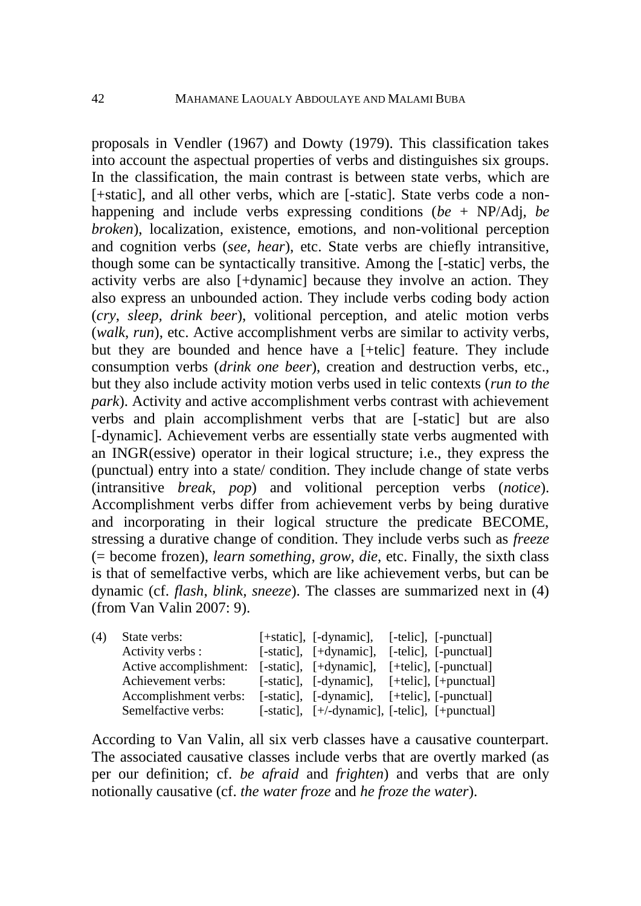proposals in Vendler (1967) and Dowty (1979). This classification takes into account the aspectual properties of verbs and distinguishes six groups. In the classification, the main contrast is between state verbs, which are [+static], and all other verbs, which are [-static]. State verbs code a non-happening and include verbs expressing conditions (*be* + NP/Adj, *be broken*), localization, existence, emotions, and non-volitional perception and cognition verbs (*see, hear*), etc. State verbs are chiefly intransitive, though some can be syntactically transitive. Among the [-static] verbs, the activity verbs are also [+dynamic] because they involve an action. They also express an unbounded action. They include verbs coding body action (*cry*, *sleep, drink beer*), volitional perception, and atelic motion verbs (*walk*, *run*), etc. Active accomplishment verbs are similar to activity verbs, but they are bounded and hence have a [+telic] feature. They include consumption verbs (*drink one beer*), creation and destruction verbs, etc., but they also include activity motion verbs used in telic contexts (*run to the park*). Activity and active accomplishment verbs contrast with achievement verbs and plain accomplishment verbs that are [-static] but are also [-dynamic]. Achievement verbs are essentially state verbs augmented with an INGR(essive) operator in their logical structure; i.e., they express the (punctual) entry into a state/ condition. They include change of state verbs (intransitive *break*, *pop*) and volitional perception verbs (*notice*). Accomplishment verbs differ from achievement verbs by being durative and incorporating in their logical structure the predicate BECOME, stressing a durative change of condition. They include verbs such as *freeze* (= become frozen), *learn something*, *grow*, *die*, etc. Finally, the sixth class is that of semelfactive verbs, which are like achievement verbs, but can be dynamic (cf. *flash*, *blink*, *sneeze*). The classes are summarized next in (4) (from Van Valin 2007: 9).

(4)

| | | | | |
|---|---|---|---|---|
| State verbs: | [+static], | [-dynamic], | [-telic], | [-punctual] |
| Activity verbs : | [-static], | [+dynamic], | [-telic], | [-punctual] |
| Active accomplishment: | [-static], | [+dynamic], | [+telic], | [-punctual] |
| Achievement verbs: | [-static], | [-dynamic], | [+telic], | [+punctual] |
| Accomplishment verbs: | [-static], | [-dynamic], | [+telic], | [-punctual] |
| Semelfactive verbs: | [-static], | [+/-dynamic], | [-telic], | [+punctual] |

According to Van Valin, all six verb classes have a causative counterpart. The associated causative classes include verbs that are overtly marked (as per our definition; cf. *be afraid* and *frighten*) and verbs that are only notionally causative (cf. *the water froze* and *he froze the water*).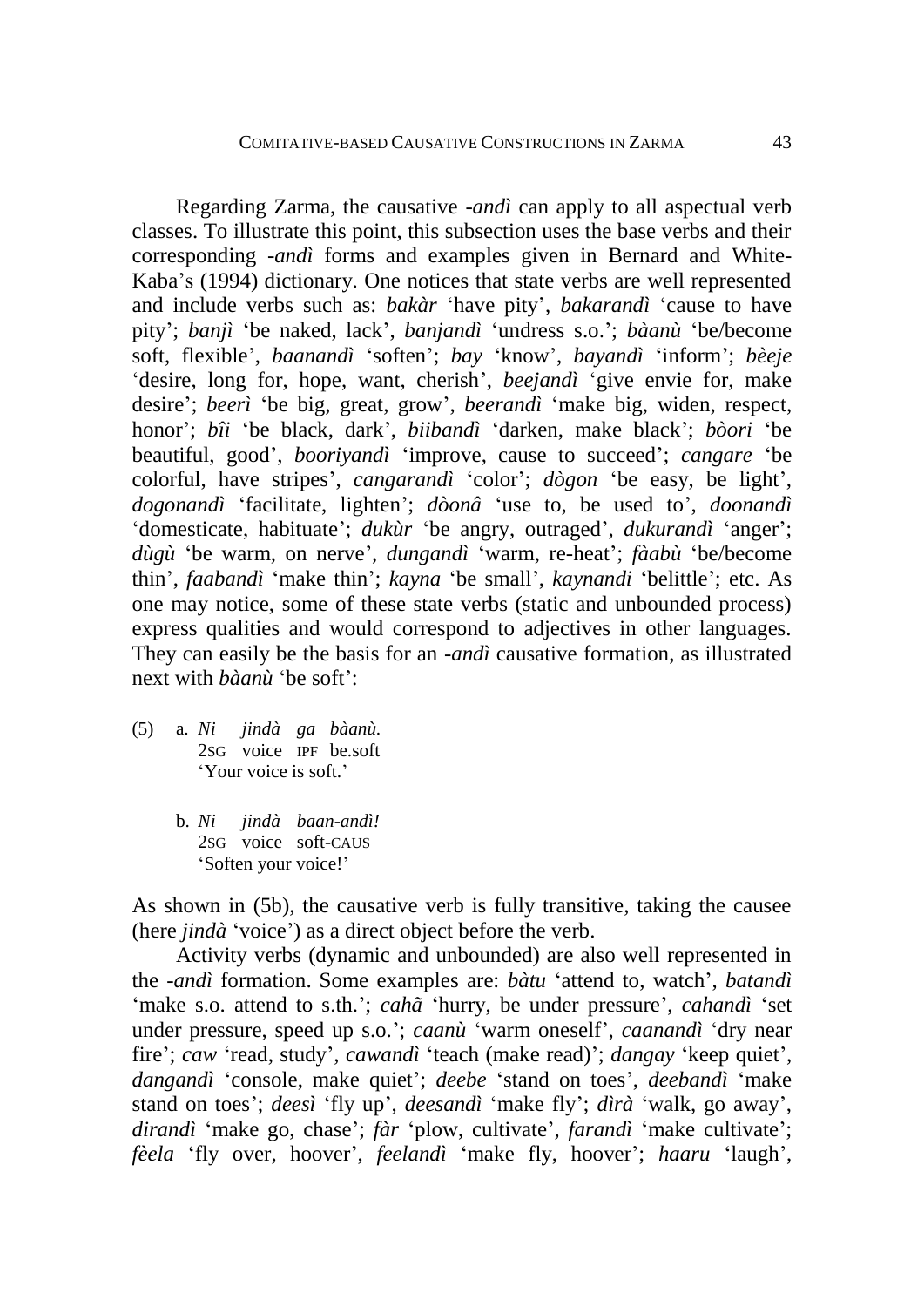Regarding Zarma, the causative -*andì* can apply to all aspectual verb classes. To illustrate this point, this subsection uses the base verbs and their corresponding -*andì* forms and examples given in Bernard and White-Kaba's (1994) dictionary. One notices that state verbs are well represented and include verbs such as: *bakàr* 'have pity', *bakarandì* 'cause to have pity'; *banjì* 'be naked, lack', *banjandì* 'undress s.o.'; *bàanù* 'be/become soft, flexible', *baanandì* 'soften'; *bay* 'know', *bayandì* 'inform'; *bèeje* 'desire, long for, hope, want, cherish', *beejandì* 'give envie for, make desire'; *beerì* 'be big, great, grow', *beerandì* 'make big, widen, respect, honor'; *bîi* 'be black, dark', *biibandì* 'darken, make black'; *bòori* 'be beautiful, good', *booriyandì* 'improve, cause to succeed'; *cangare* 'be colorful, have stripes', *cangarandì* 'color'; *dògon* 'be easy, be light', *dogonandì* 'facilitate, lighten'; *dòonâ* 'use to, be used to', *doonandì* 'domesticate, habituate'; *dukùr* 'be angry, outraged', *dukurandì* 'anger'; *dùgù* 'be warm, on nerve', *dungandì* 'warm, re-heat'; *fàabù* 'be/become thin', *faabandì* 'make thin'; *kayna* 'be small', *kaynandi* 'belittle'; etc. As one may notice, some of these state verbs (static and unbounded process) express qualities and would correspond to adjectives in other languages. They can easily be the basis for an -*andì* causative formation, as illustrated next with *bàanù* 'be soft':

(5) a. *Ni jindà ga bàanù.*
   2SG voice IPF be.soft
   'Your voice is soft.'

   b. *Ni jindà baan-andì!*
   2SG voice soft-CAUS
   'Soften your voice!'

As shown in (5b), the causative verb is fully transitive, taking the causee (here *jindà* 'voice') as a direct object before the verb.

Activity verbs (dynamic and unbounded) are also well represented in the -*andì* formation. Some examples are: *bàtu* 'attend to, watch', *batandì* 'make s.o. attend to s.th.'; *cahã* 'hurry, be under pressure', *cahandì* 'set under pressure, speed up s.o.'; *caanù* 'warm oneself', *caanandì* 'dry near fire'; *caw* 'read, study', *cawandì* 'teach (make read)'; *dangay* 'keep quiet', *dangandì* 'console, make quiet'; *deebe* 'stand on toes', *deebandì* 'make stand on toes'; *deesì* 'fly up', *deesandì* 'make fly'; *dìrà* 'walk, go away', *dirandì* 'make go, chase'; *fàr* 'plow, cultivate', *farandì* 'make cultivate'; *fèela* 'fly over, hoover', *feelandì* 'make fly, hoover'; *haaru* 'laugh',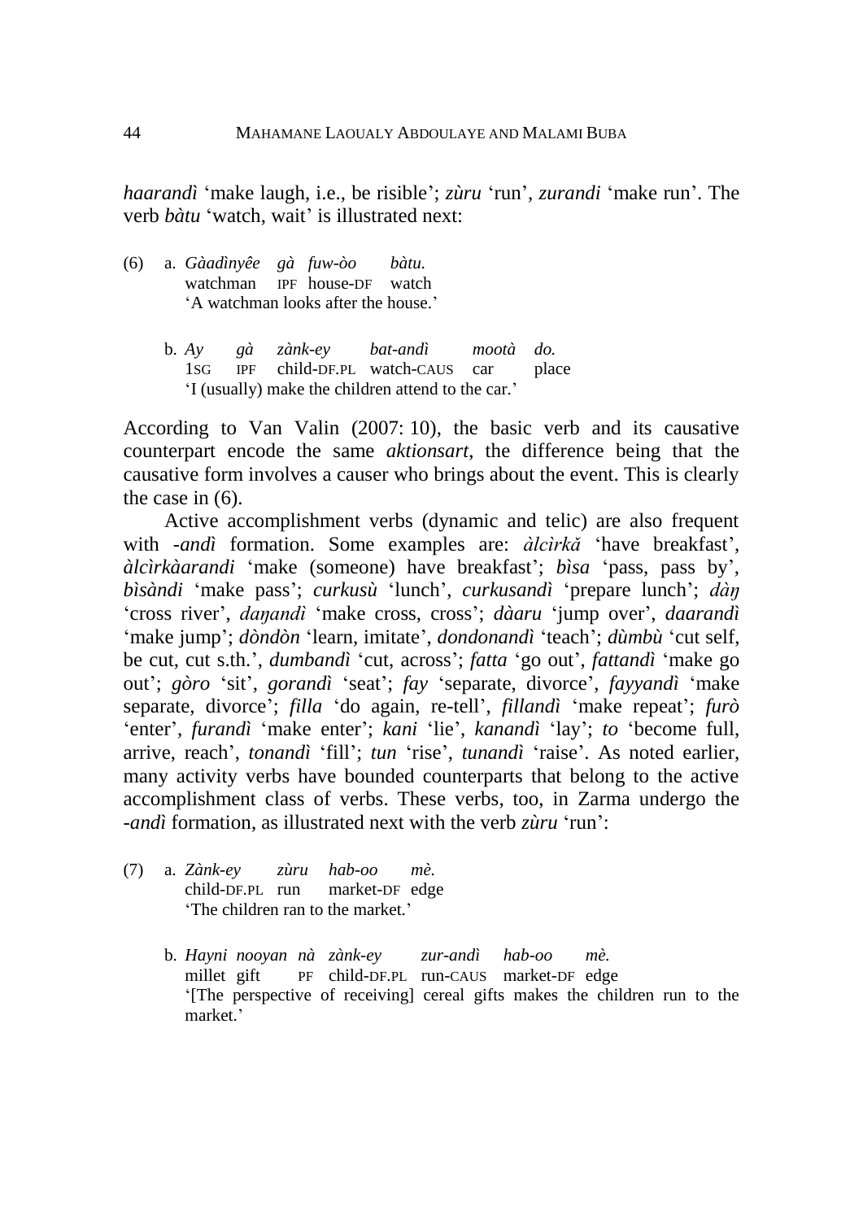*haarandì* 'make laugh, i.e., be risible'; *zùru* 'run', *zurandi* 'make run'. The verb *bàtu* 'watch, wait' is illustrated next:

(6) a. *Gàadìnyêe gà fuw-òo bàtu.*
watchman IPF house-DF watch
'A watchman looks after the house.'

b. *Ay gà zànk-ey bat-andì mootà do.*
1SG IPF child-DF.PL watch-CAUS car place
'I (usually) make the children attend to the car.'

According to Van Valin (2007: 10), the basic verb and its causative counterpart encode the same *aktionsart*, the difference being that the causative form involves a causer who brings about the event. This is clearly the case in (6).

Active accomplishment verbs (dynamic and telic) are also frequent with *-andì* formation. Some examples are: *àlcìrkǎ* 'have breakfast', *àlcìrkàarandi* 'make (someone) have breakfast'; *bìsa* 'pass, pass by', *bìsàndi* 'make pass'; *curkusù* 'lunch', *curkusandì* 'prepare lunch'; *dàŋ* 'cross river', *daŋandì* 'make cross, cross'; *dàaru* 'jump over', *daarandì* 'make jump'; *dòndòn* 'learn, imitate', *dondonandì* 'teach'; *dùmbù* 'cut self, be cut, cut s.th.', *dumbandì* 'cut, across'; *fatta* 'go out', *fattandì* 'make go out'; *gòro* 'sit', *gorandì* 'seat'; *fay* 'separate, divorce', *fayyandì* 'make separate, divorce'; *filla* 'do again, re-tell', *fillandì* 'make repeat'; *furò* 'enter', *furandì* 'make enter'; *kani* 'lie', *kanandì* 'lay'; *to* 'become full, arrive, reach', *tonandì* 'fill'; *tun* 'rise', *tunandì* 'raise'. As noted earlier, many activity verbs have bounded counterparts that belong to the active accomplishment class of verbs. These verbs, too, in Zarma undergo the *-andì* formation, as illustrated next with the verb *zùru* 'run':

(7) a. *Zànk-ey zùru hab-oo mè.*
child-DF.PL run market-DF edge
'The children ran to the market.'

b. *Hayni nooyan nà zànk-ey zur-andì hab-oo mè.*
millet gift PF child-DF.PL run-CAUS market-DF edge
'[The perspective of receiving] cereal gifts makes the children run to the market.'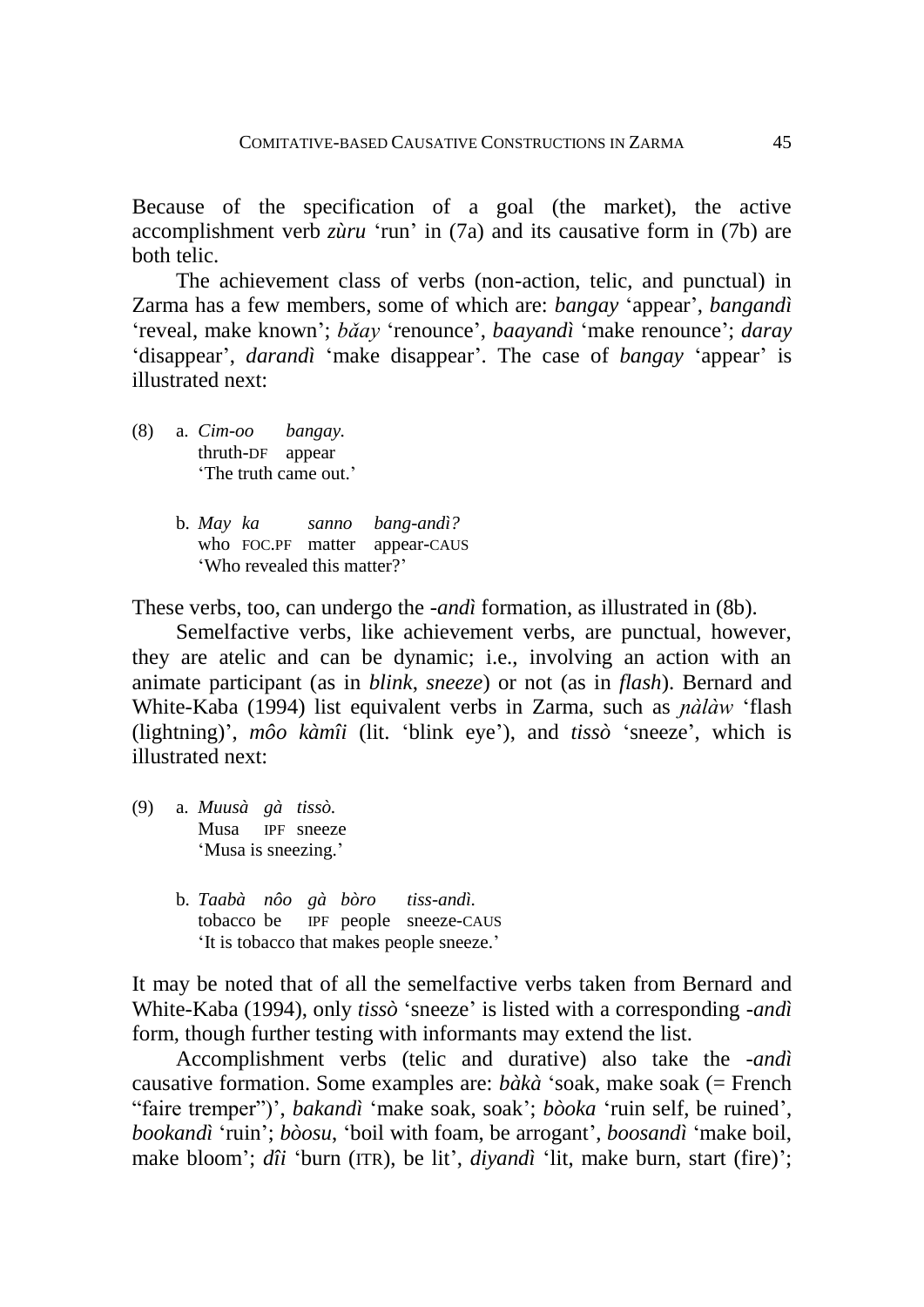Because of the specification of a goal (the market), the active accomplishment verb *zùru* 'run' in (7a) and its causative form in (7b) are both telic.

The achievement class of verbs (non-action, telic, and punctual) in Zarma has a few members, some of which are: *bangay* 'appear', *bangandì* 'reveal, make known'; *băay* 'renounce', *baayandì* 'make renounce'; *daray* 'disappear', *darandì* 'make disappear'. The case of *bangay* 'appear' is illustrated next:

(8) a. *Cim-oo bangay.*
thruth-DF appear
'The truth came out.'

b. *May ka sanno bang-andì?*
who FOC.PF matter appear-CAUS
'Who revealed this matter?'

These verbs, too, can undergo the *-andì* formation, as illustrated in (8b).

Semelfactive verbs, like achievement verbs, are punctual, however, they are atelic and can be dynamic; i.e., involving an action with an animate participant (as in *blink*, *sneeze*) or not (as in *flash*). Bernard and White-Kaba (1994) list equivalent verbs in Zarma, such as *ɲàlàw* 'flash (lightning)', *môo kàmîi* (lit. 'blink eye'), and *tissò* 'sneeze', which is illustrated next:

(9) a. *Muusà gà tissò.*
Musa IPF sneeze
'Musa is sneezing.'

b. *Taabà nôo gà bòro tiss-andì.*
tobacco be IPF people sneeze-CAUS
'It is tobacco that makes people sneeze.'

It may be noted that of all the semelfactive verbs taken from Bernard and White-Kaba (1994), only *tissò* 'sneeze' is listed with a corresponding *-andì* form, though further testing with informants may extend the list.

Accomplishment verbs (telic and durative) also take the *-andì* causative formation. Some examples are: *bàkà* 'soak, make soak (= French "faire tremper")', *bakandì* 'make soak, soak'; *bòoka* 'ruin self, be ruined', *bookandì* 'ruin'; *bòosu*, 'boil with foam, be arrogant', *boosandì* 'make boil, make bloom'; *dîi* 'burn (ITR), be lit', *diyandì* 'lit, make burn, start (fire)';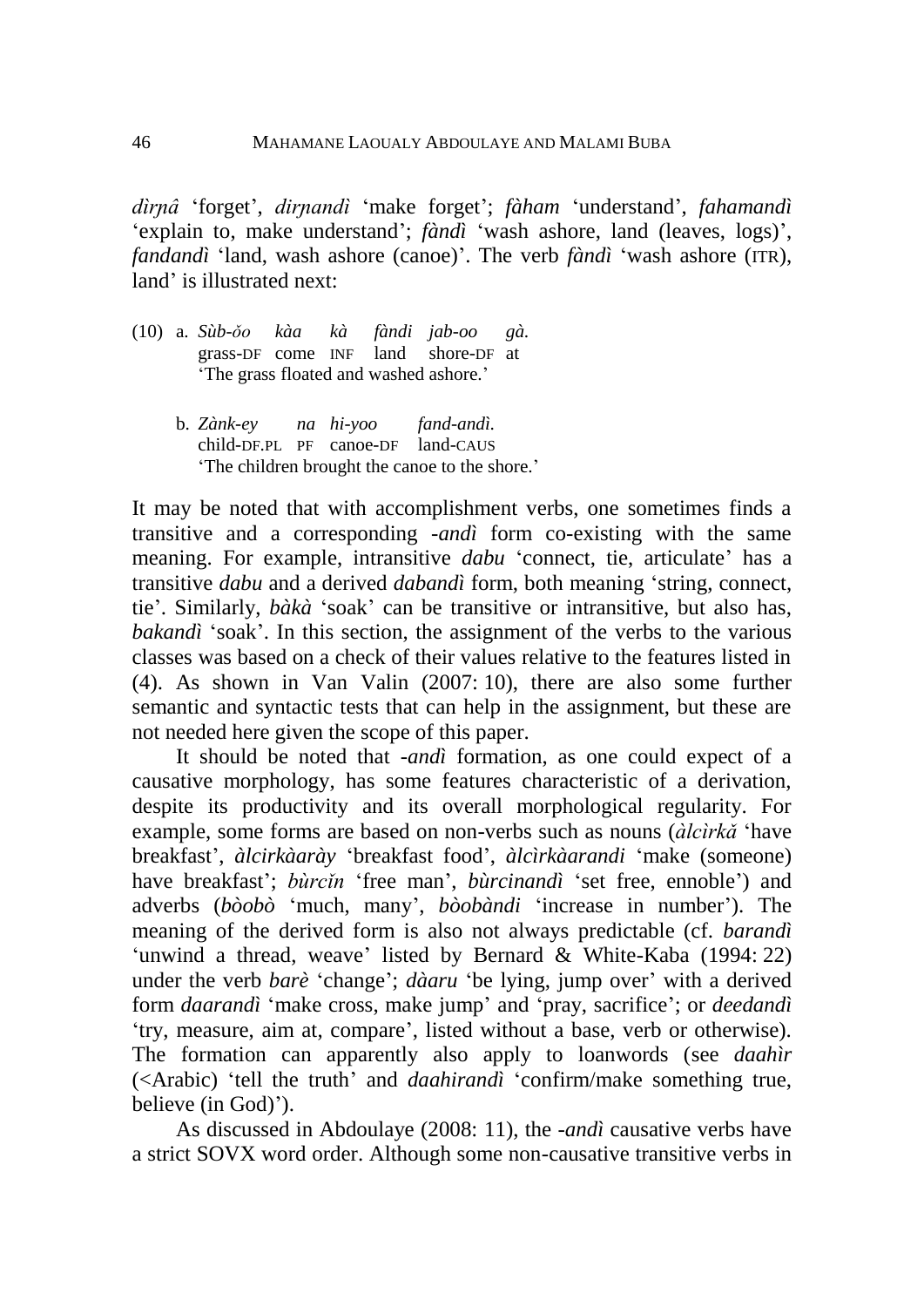*dìrɲâ* 'forget', *dirɲandì* 'make forget'; *fàham* 'understand', *fahamandì* 'explain to, make understand'; *fàndì* 'wash ashore, land (leaves, logs)', *fandandì* 'land, wash ashore (canoe)'. The verb *fàndì* 'wash ashore (ITR), land' is illustrated next:

(10) a. *Sùb-ǒo kàa kà fàndi jab-oo gà.*
grass-DF come INF land shore-DF at
'The grass floated and washed ashore.'

b. *Zànk-ey na hi-yoo fand-andì.*
child-DF.PL PF canoe-DF land-CAUS
'The children brought the canoe to the shore.'

It may be noted that with accomplishment verbs, one sometimes finds a transitive and a corresponding *-andì* form co-existing with the same meaning. For example, intransitive *dabu* 'connect, tie, articulate' has a transitive *dabu* and a derived *dabandì* form, both meaning 'string, connect, tie'. Similarly, *bàkà* 'soak' can be transitive or intransitive, but also has, *bakandì* 'soak'. In this section, the assignment of the verbs to the various classes was based on a check of their values relative to the features listed in (4). As shown in Van Valin (2007: 10), there are also some further semantic and syntactic tests that can help in the assignment, but these are not needed here given the scope of this paper.

It should be noted that *-andì* formation, as one could expect of a causative morphology, has some features characteristic of a derivation, despite its productivity and its overall morphological regularity. For example, some forms are based on non-verbs such as nouns (*àlcìrkǎ* 'have breakfast', *àlcirkàaràỳ* 'breakfast food', *àlcìrkàarandi* 'make (someone) have breakfast'; *bùrcǐn* 'free man', *bùrcinandì* 'set free, ennoble') and adverbs (*bòobò* 'much, many', *bòobàndi* 'increase in number'). The meaning of the derived form is also not always predictable (cf. *barandì* 'unwind a thread, weave' listed by Bernard & White-Kaba (1994: 22) under the verb *barè* 'change'; *dàaru* 'be lying, jump over' with a derived form *daarandì* 'make cross, make jump' and 'pray, sacrifice'; or *deedandì* 'try, measure, aim at, compare', listed without a base, verb or otherwise). The formation can apparently also apply to loanwords (see *daahìr* (<Arabic) 'tell the truth' and *daahirandì* 'confirm/make something true, believe (in God)').

As discussed in Abdoulaye (2008: 11), the *-andì* causative verbs have a strict SOVX word order. Although some non-causative transitive verbs in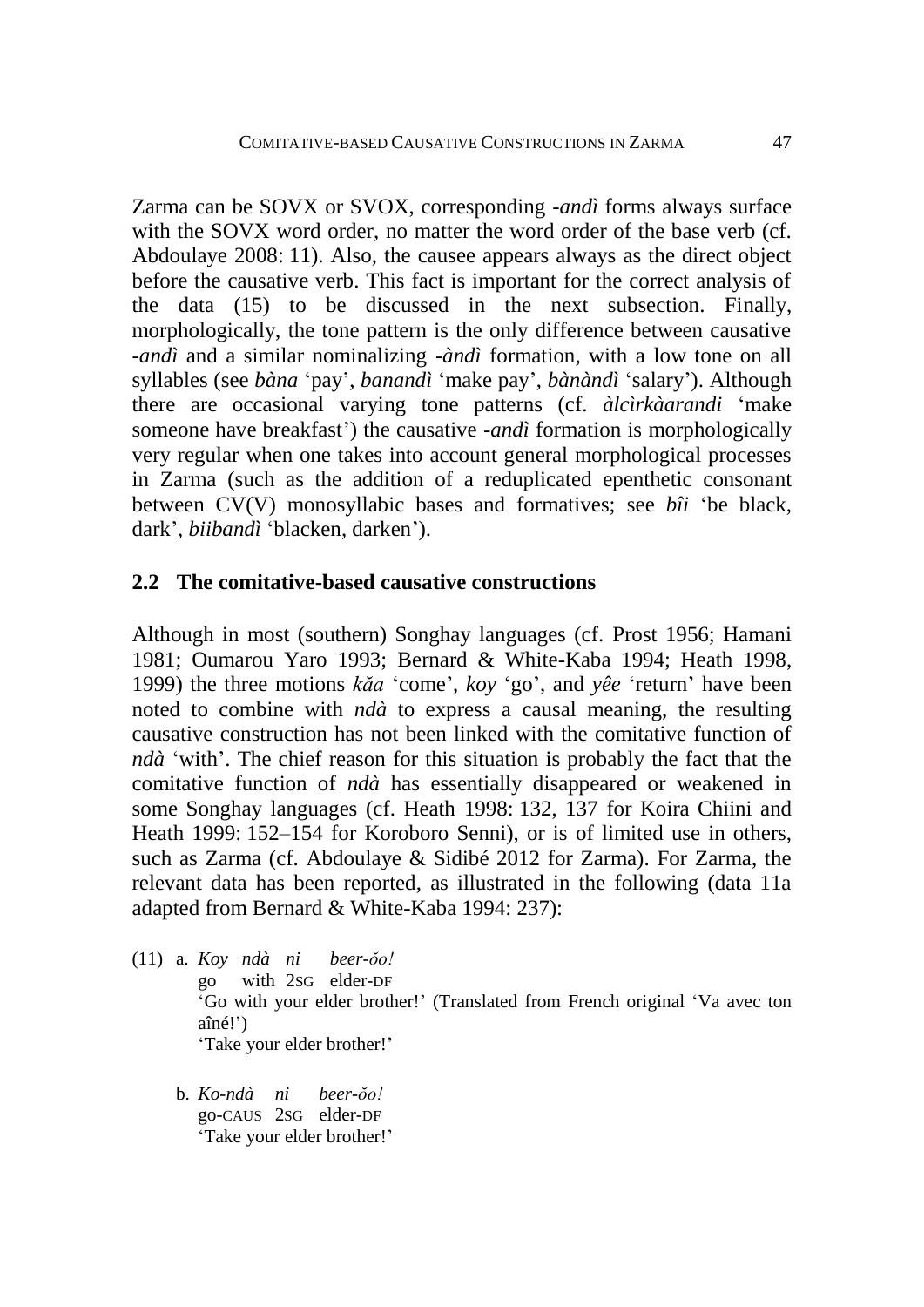Zarma can be SOVX or SVOX, corresponding *-andì* forms always surface with the SOVX word order, no matter the word order of the base verb (cf. Abdoulaye 2008: 11). Also, the causee appears always as the direct object before the causative verb. This fact is important for the correct analysis of the data (15) to be discussed in the next subsection. Finally, morphologically, the tone pattern is the only difference between causative *-andì* and a similar nominalizing *-àndì* formation, with a low tone on all syllables (see *bàna* 'pay', *banandì* 'make pay', *bànàndì* 'salary'). Although there are occasional varying tone patterns (cf. *àlcìrkàarandi* 'make someone have breakfast') the causative *-andì* formation is morphologically very regular when one takes into account general morphological processes in Zarma (such as the addition of a reduplicated epenthetic consonant between CV(V) monosyllabic bases and formatives; see *bîi* 'be black, dark', *biibandì* 'blacken, darken').

## 2.2 The comitative-based causative constructions

Although in most (southern) Songhay languages (cf. Prost 1956; Hamani 1981; Oumarou Yaro 1993; Bernard & White-Kaba 1994; Heath 1998, 1999) the three motions *kăa* 'come', *koy* 'go', and *yêe* 'return' have been noted to combine with *ndà* to express a causal meaning, the resulting causative construction has not been linked with the comitative function of *ndà* 'with'. The chief reason for this situation is probably the fact that the comitative function of *ndà* has essentially disappeared or weakened in some Songhay languages (cf. Heath 1998: 132, 137 for Koira Chiini and Heath 1999: 152–154 for Koroboro Senni), or is of limited use in others, such as Zarma (cf. Abdoulaye & Sidibé 2012 for Zarma). For Zarma, the relevant data has been reported, as illustrated in the following (data 11a adapted from Bernard & White-Kaba 1994: 237):

(11) a. *Koy ndà ni beer-ŏo!*
go with 2SG elder-DF
'Go with your elder brother!' (Translated from French original 'Va avec ton aîné!')
'Take your elder brother!'

b. *Ko-ndà ni beer-ŏo!*
go-CAUS 2SG elder-DF
'Take your elder brother!'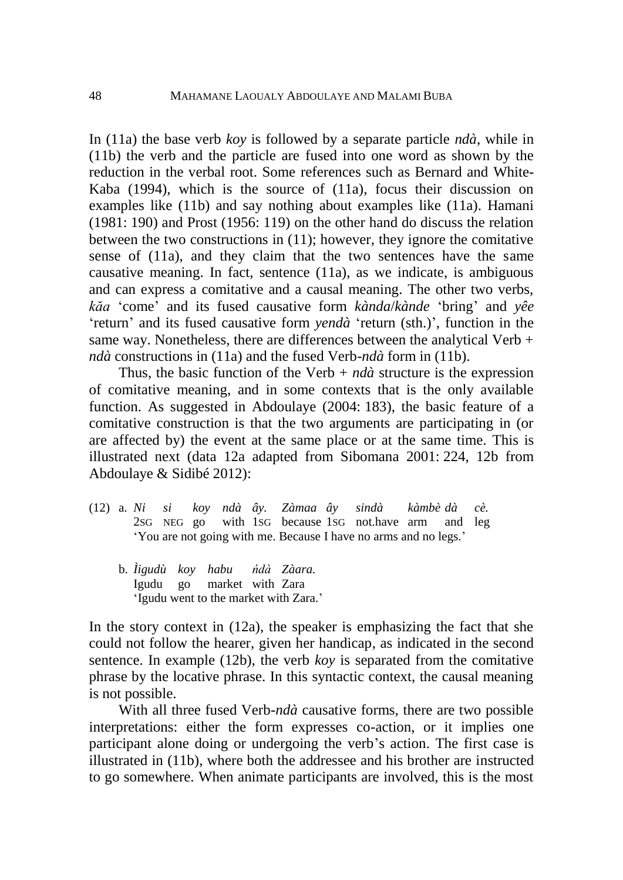In (11a) the base verb *koy* is followed by a separate particle *ndà*, while in (11b) the verb and the particle are fused into one word as shown by the reduction in the verbal root. Some references such as Bernard and White-Kaba (1994), which is the source of (11a), focus their discussion on examples like (11b) and say nothing about examples like (11a). Hamani (1981: 190) and Prost (1956: 119) on the other hand do discuss the relation between the two constructions in (11); however, they ignore the comitative sense of (11a), and they claim that the two sentences have the same causative meaning. In fact, sentence (11a), as we indicate, is ambiguous and can express a comitative and a causal meaning. The other two verbs, *kăa* 'come' and its fused causative form *kànda*/*kànde* 'bring' and *yêe* 'return' and its fused causative form *yendà* 'return (sth.)', function in the same way. Nonetheless, there are differences between the analytical Verb + *ndà* constructions in (11a) and the fused Verb-*ndà* form in (11b).

Thus, the basic function of the Verb + *ndà* structure is the expression of comitative meaning, and in some contexts that is the only available function. As suggested in Abdoulaye (2004: 183), the basic feature of a comitative construction is that the two arguments are participating in (or are affected by) the event at the same place or at the same time. This is illustrated next (data 12a adapted from Sibomana 2001: 224, 12b from Abdoulaye & Sidibé 2012):

(12) a. *Ni si koy ndà ây. Zàmaa ây sindà kàmbè dà cè.*
 2SG NEG go with 1SG because 1SG not.have arm and leg
 'You are not going with me. Because I have no arms and no legs.'

 b. *Ìigudù koy habu ńdà Zàara.*
 Igudu go market with Zara
 'Igudu went to the market with Zara.'

In the story context in (12a), the speaker is emphasizing the fact that she could not follow the hearer, given her handicap, as indicated in the second sentence. In example (12b), the verb *koy* is separated from the comitative phrase by the locative phrase. In this syntactic context, the causal meaning is not possible.

With all three fused Verb-*ndà* causative forms, there are two possible interpretations: either the form expresses co-action, or it implies one participant alone doing or undergoing the verb's action. The first case is illustrated in (11b), where both the addressee and his brother are instructed to go somewhere. When animate participants are involved, this is the most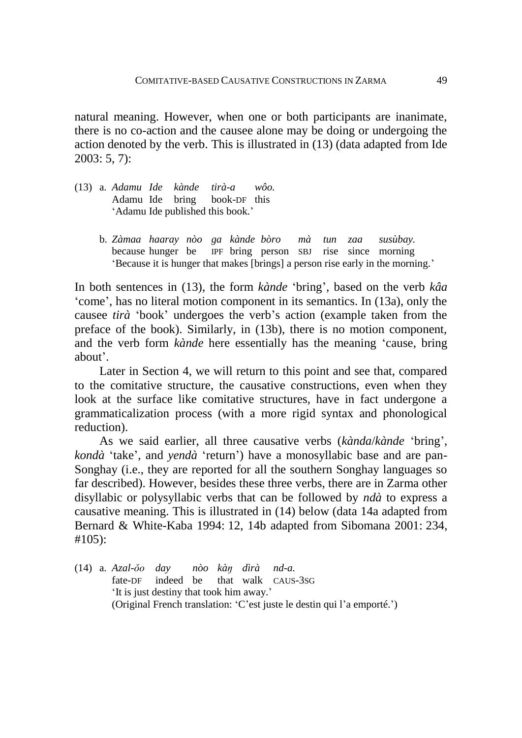natural meaning. However, when one or both participants are inanimate, there is no co-action and the causee alone may be doing or undergoing the action denoted by the verb. This is illustrated in (13) (data adapted from Ide 2003: 5, 7):

(13) a. *Adamu Ide kànde tirà-a wôo.*
Adamu Ide bring book-DF this
'Adamu Ide published this book.'

b. *Zàmaa haaray nòo ga kànde bòro mà tun zaa susùbay.*
because hunger be IPF bring person SBJ rise since morning
'Because it is hunger that makes [brings] a person rise early in the morning.'

In both sentences in (13), the form *kànde* 'bring', based on the verb *kâa* 'come', has no literal motion component in its semantics. In (13a), only the causee *tirà* 'book' undergoes the verb's action (example taken from the preface of the book). Similarly, in (13b), there is no motion component, and the verb form *kànde* here essentially has the meaning 'cause, bring about'.

Later in Section 4, we will return to this point and see that, compared to the comitative structure, the causative constructions, even when they look at the surface like comitative structures, have in fact undergone a grammaticalization process (with a more rigid syntax and phonological reduction).

As we said earlier, all three causative verbs (*kànda*/*kànde* 'bring', *kondà* 'take', and *yendà* 'return') have a monosyllabic base and are pan-Songhay (i.e., they are reported for all the southern Songhay languages so far described). However, besides these three verbs, there are in Zarma other disyllabic or polysyllabic verbs that can be followed by *ndà* to express a causative meaning. This is illustrated in (14) below (data 14a adapted from Bernard & White-Kaba 1994: 12, 14b adapted from Sibomana 2001: 234, #105):

(14) a. *Azal-ǒo day nòo kàŋ dìrà nd-a.*
fate-DF indeed be that walk CAUS-3SG
'It is just destiny that took him away.'
(Original French translation: 'C'est juste le destin qui l'a emporté.')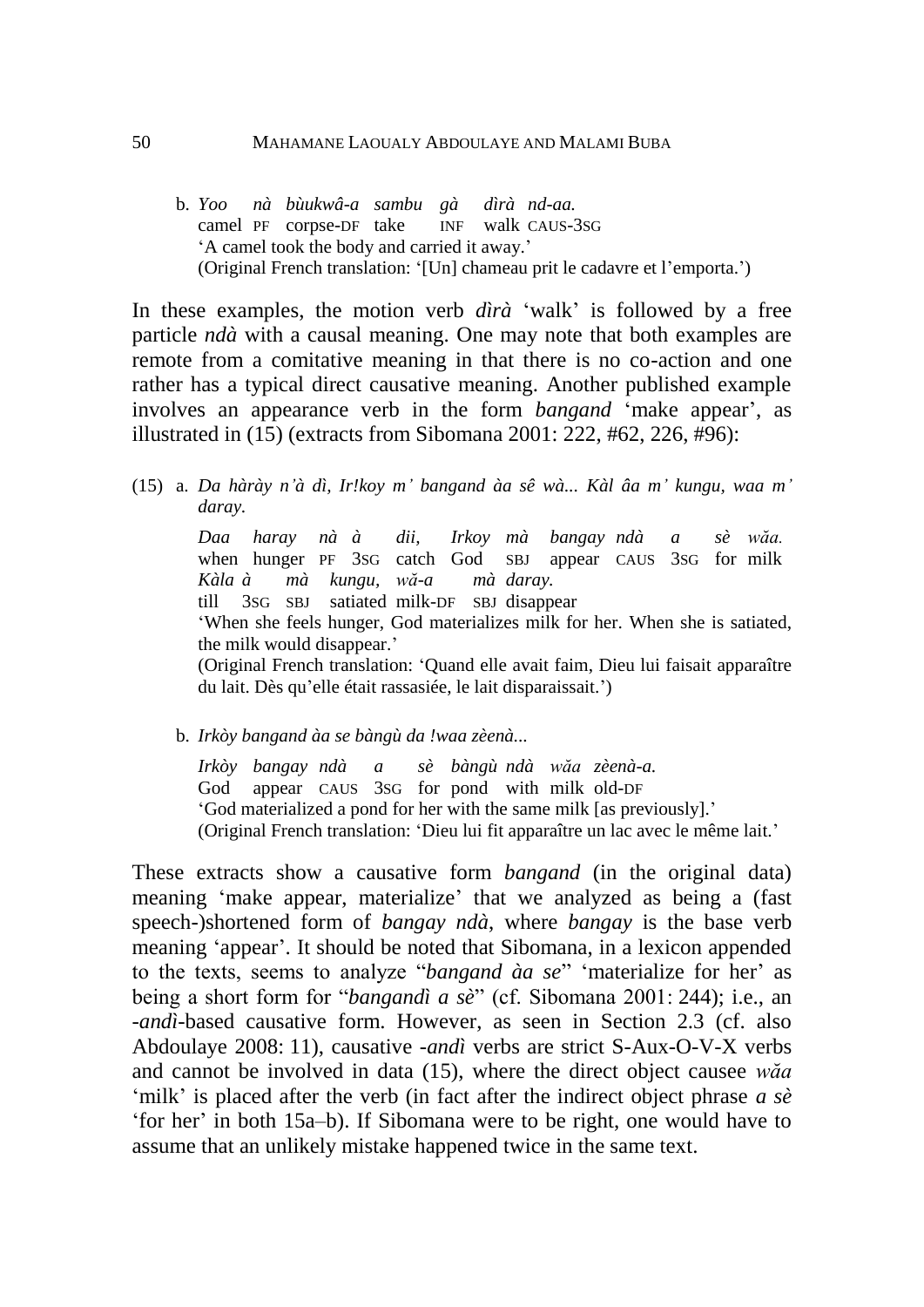b. *Yoo nà bùukwâ-a sambu gà dìrà nd-aa.*
   camel PF corpse-DF take INF walk CAUS-3SG
   'A camel took the body and carried it away.'
   (Original French translation: '[Un] chameau prit le cadavre et l'emporta.')

In these examples, the motion verb *dìrà* 'walk' is followed by a free particle *ndà* with a causal meaning. One may note that both examples are remote from a comitative meaning in that there is no co-action and one rather has a typical direct causative meaning. Another published example involves an appearance verb in the form *bangand* 'make appear', as illustrated in (15) (extracts from Sibomana 2001: 222, #62, 226, #96):

(15) a. *Da hàrày n'à dì, Ir!koy m' bangand àa sê wà... Kàl âa m' kungu, waa m' daray.*

   *Daa haray nà à dii, Irkoy mà bangay ndà a sè wǎa.*
   when hunger PF 3SG catch God SBJ appear CAUS 3SG for milk
   *Kàla à mà kungu, wǎ-a mà daray.*
   till 3SG SBJ satiated milk-DF SBJ disappear
   'When she feels hunger, God materializes milk for her. When she is satiated, the milk would disappear.'
   (Original French translation: 'Quand elle avait faim, Dieu lui faisait apparaître du lait. Dès qu'elle était rassasiée, le lait disparaissait.')

b. *Irkòy bangand àa se bàngù da !waa zèenà...*

   *Irkòy bangay ndà a sè bàngù ndà wǎa zèenà-a.*
   God appear CAUS 3SG for pond with milk old-DF
   'God materialized a pond for her with the same milk [as previously].'
   (Original French translation: 'Dieu lui fit apparaître un lac avec le même lait.'

These extracts show a causative form *bangand* (in the original data) meaning 'make appear, materialize' that we analyzed as being a (fast speech-)shortened form of *bangay ndà*, where *bangay* is the base verb meaning 'appear'. It should be noted that Sibomana, in a lexicon appended to the texts, seems to analyze "*bangand àa se*" 'materialize for her' as being a short form for "*bangandì a sè*" (cf. Sibomana 2001: 244); i.e., an *-andì*-based causative form. However, as seen in Section 2.3 (cf. also Abdoulaye 2008: 11), causative *-andì* verbs are strict S-Aux-O-V-X verbs and cannot be involved in data (15), where the direct object causee *wǎa* 'milk' is placed after the verb (in fact after the indirect object phrase *a sè* 'for her' in both 15a–b). If Sibomana were to be right, one would have to assume that an unlikely mistake happened twice in the same text.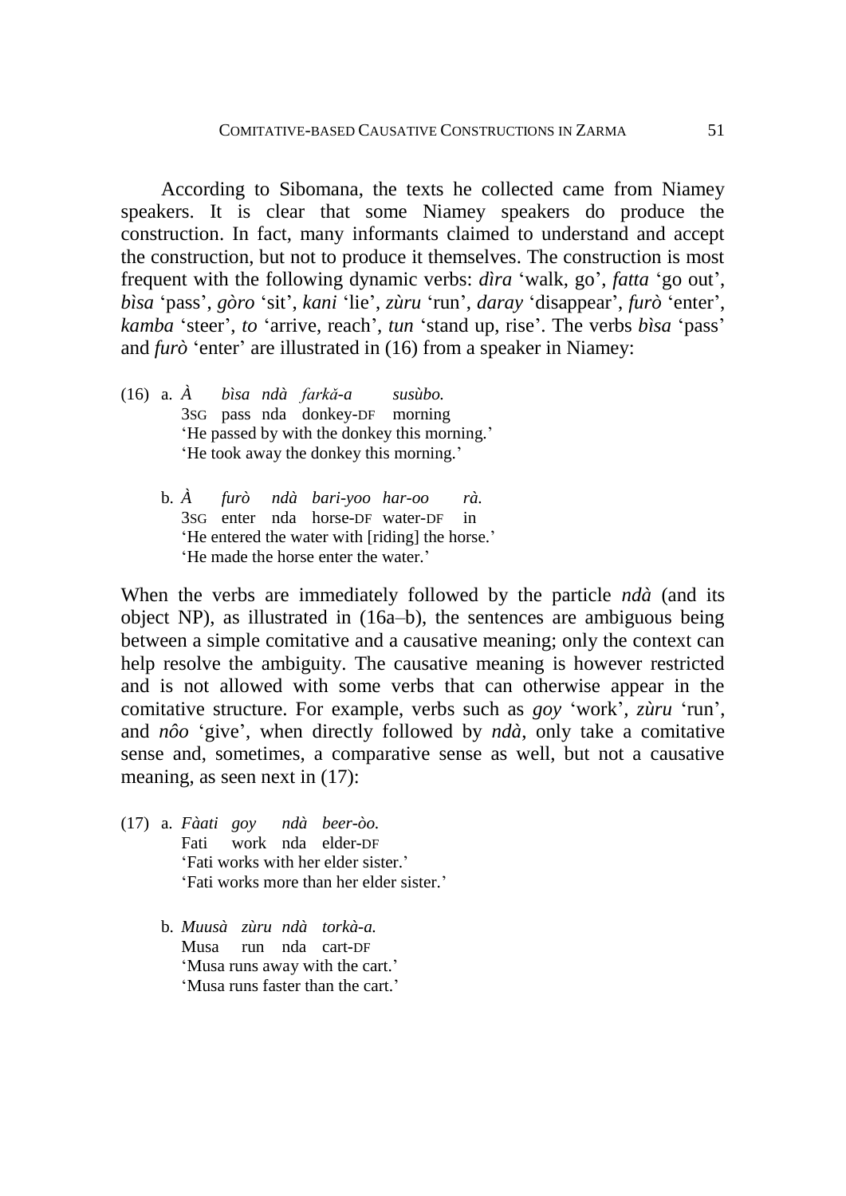According to Sibomana, the texts he collected came from Niamey speakers. It is clear that some Niamey speakers do produce the construction. In fact, many informants claimed to understand and accept the construction, but not to produce it themselves. The construction is most frequent with the following dynamic verbs: *dìra* 'walk, go', *fatta* 'go out', *bìsa* 'pass', *gòro* 'sit', *kani* 'lie', *zùru* 'run', *daray* 'disappear', *furò* 'enter', *kamba* 'steer', *to* 'arrive, reach', *tun* 'stand up, rise'. The verbs *bìsa* 'pass' and *furò* 'enter' are illustrated in (16) from a speaker in Niamey:

(16) a. *À bìsa ndà farkǎ-a susùbo.*
   3SG pass nda donkey-DF morning
   'He passed by with the donkey this morning.'
   'He took away the donkey this morning.'

b. *À furò ndà bari-yoo har-oo rà.*
   3SG enter nda horse-DF water-DF in
   'He entered the water with [riding] the horse.'
   'He made the horse enter the water.'

When the verbs are immediately followed by the particle *ndà* (and its object NP), as illustrated in (16a–b), the sentences are ambiguous being between a simple comitative and a causative meaning; only the context can help resolve the ambiguity. The causative meaning is however restricted and is not allowed with some verbs that can otherwise appear in the comitative structure. For example, verbs such as *goy* 'work', *zùru* 'run', and *nôo* 'give', when directly followed by *ndà*, only take a comitative sense and, sometimes, a comparative sense as well, but not a causative meaning, as seen next in (17):

(17) a. *Fàati goy ndà beer-òo.*
   Fati work nda elder-DF
   'Fati works with her elder sister.'
   'Fati works more than her elder sister.'

b. *Muusà zùru ndà torkà-a.*
   Musa run nda cart-DF
   'Musa runs away with the cart.'
   'Musa runs faster than the cart.'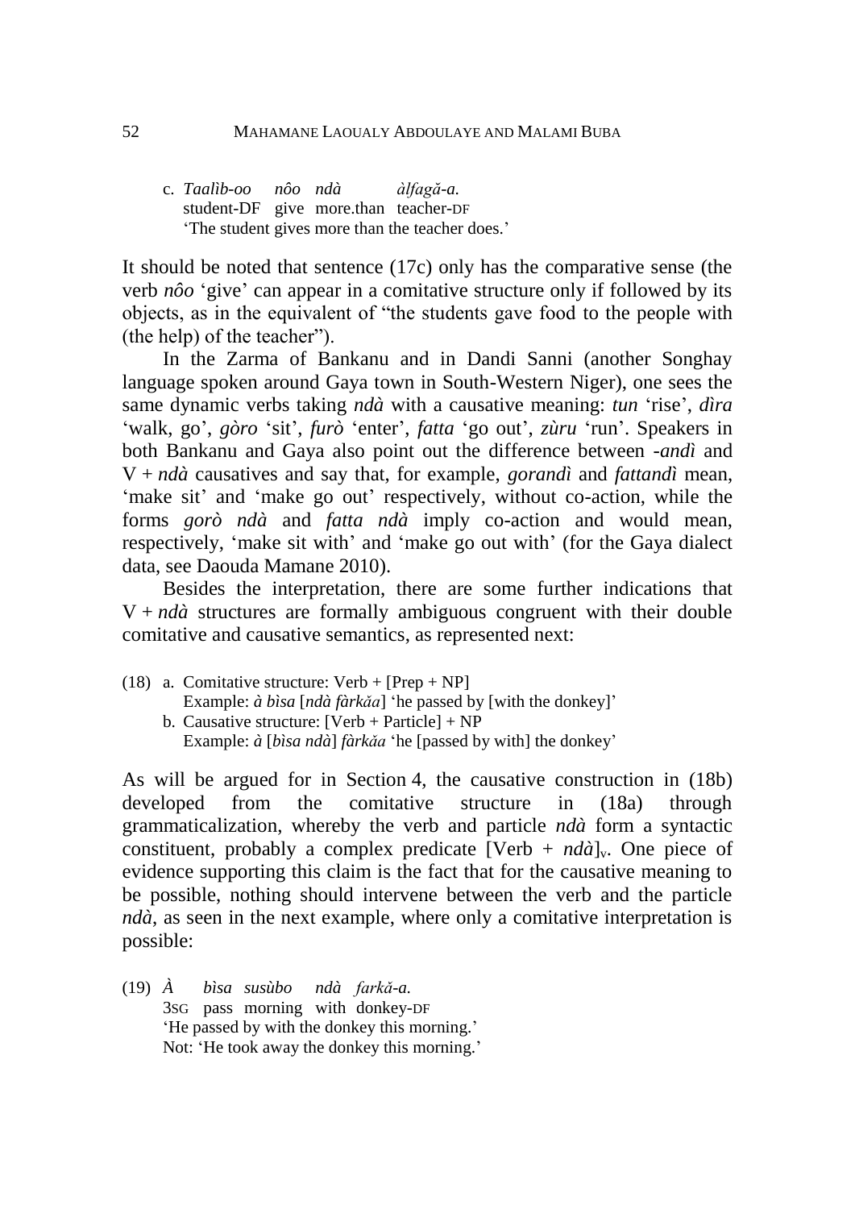c. *Taalìb-oo* *nôo* *ndà* *àlfagǎ-a.*
   student-DF give more.than teacher-DF
   'The student gives more than the teacher does.'

It should be noted that sentence (17c) only has the comparative sense (the verb *nôo* 'give' can appear in a comitative structure only if followed by its objects, as in the equivalent of "the students gave food to the people with (the help) of the teacher").

In the Zarma of Bankanu and in Dandi Sanni (another Songhay language spoken around Gaya town in South-Western Niger), one sees the same dynamic verbs taking *ndà* with a causative meaning: *tun* 'rise', *dìra* 'walk, go', *gòro* 'sit', *furò* 'enter', *fatta* 'go out', *zùru* 'run'. Speakers in both Bankanu and Gaya also point out the difference between *-andì* and V + *ndà* causatives and say that, for example, *gorandì* and *fattandì* mean, 'make sit' and 'make go out' respectively, without co-action, while the forms *gorò ndà* and *fatta ndà* imply co-action and would mean, respectively, 'make sit with' and 'make go out with' (for the Gaya dialect data, see Daouda Mamane 2010).

Besides the interpretation, there are some further indications that V + *ndà* structures are formally ambiguous congruent with their double comitative and causative semantics, as represented next:

(18) a. Comitative structure: Verb + [Prep + NP]
   Example: *à bìsa* [*ndà fàrkǎa*] 'he passed by [with the donkey]'
   b. Causative structure: [Verb + Particle] + NP
   Example: *à* [*bìsa ndà*] *fàrkǎa* 'he [passed by with] the donkey'

As will be argued for in Section 4, the causative construction in (18b) developed from the comitative structure in (18a) through grammaticalization, whereby the verb and particle *ndà* form a syntactic constituent, probably a complex predicate [Verb + *ndà*]$_v$. One piece of evidence supporting this claim is the fact that for the causative meaning to be possible, nothing should intervene between the verb and the particle *ndà*, as seen in the next example, where only a comitative interpretation is possible:

(19) *À* *bìsa* *susùbo* *ndà* *farkǎ-a.*
   3SG pass morning with donkey-DF
   'He passed by with the donkey this morning.'
   Not: 'He took away the donkey this morning.'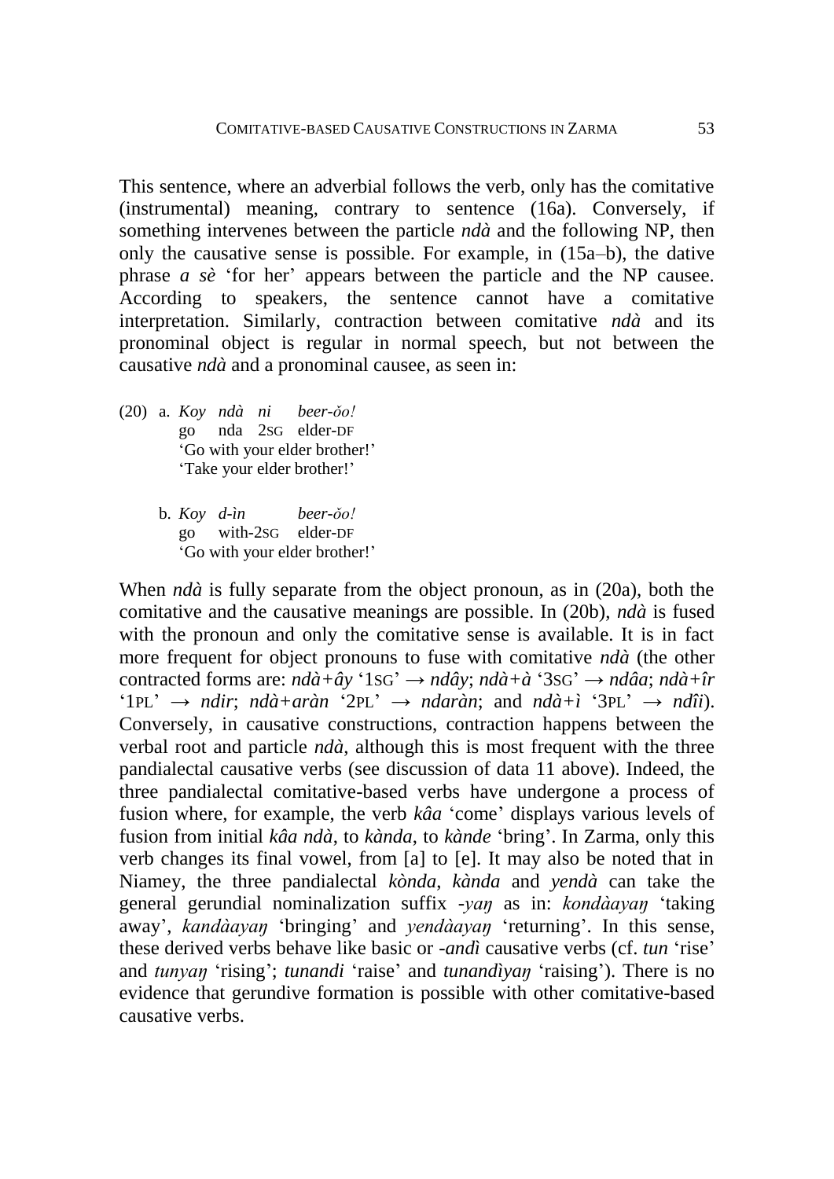This sentence, where an adverbial follows the verb, only has the comitative (instrumental) meaning, contrary to sentence (16a). Conversely, if something intervenes between the particle *ndà* and the following NP, then only the causative sense is possible. For example, in (15a–b), the dative phrase *a sè* 'for her' appears between the particle and the NP causee. According to speakers, the sentence cannot have a comitative interpretation. Similarly, contraction between comitative *ndà* and its pronominal object is regular in normal speech, but not between the causative *ndà* and a pronominal causee, as seen in:

(20) a. *Koy ndà ni beer-ǒo!*
go nda 2SG elder-DF
'Go with your elder brother!'
'Take your elder brother!'

b. *Koy d-ìn beer-ǒo!*
go with-2SG elder-DF
'Go with your elder brother!'

When *ndà* is fully separate from the object pronoun, as in (20a), both the comitative and the causative meanings are possible. In (20b), *ndà* is fused with the pronoun and only the comitative sense is available. It is in fact more frequent for object pronouns to fuse with comitative *ndà* (the other contracted forms are: *ndà+ây* '1SG' → *ndây*; *ndà+à* '3SG' → *ndâa*; *ndà+îr* '1PL' → *ndir*; *ndà+aràn* '2PL' → *ndaràn*; and *ndà+ì* '3PL' → *ndîi*). Conversely, in causative constructions, contraction happens between the verbal root and particle *ndà*, although this is most frequent with the three pandialectal causative verbs (see discussion of data 11 above). Indeed, the three pandialectal comitative-based verbs have undergone a process of fusion where, for example, the verb *kâa* 'come' displays various levels of fusion from initial *kâa ndà*, to *kànda*, to *kànde* 'bring'. In Zarma, only this verb changes its final vowel, from [a] to [e]. It may also be noted that in Niamey, the three pandialectal *kònda*, *kànda* and *yendà* can take the general gerundial nominalization suffix *-yaŋ* as in: *kondàayaŋ* 'taking away', *kandàayaŋ* 'bringing' and *yendàayaŋ* 'returning'. In this sense, these derived verbs behave like basic or *-andì* causative verbs (cf. *tun* 'rise' and *tunyaŋ* 'rising'; *tunandi* 'raise' and *tunandìyaŋ* 'raising'). There is no evidence that gerundive formation is possible with other comitative-based causative verbs.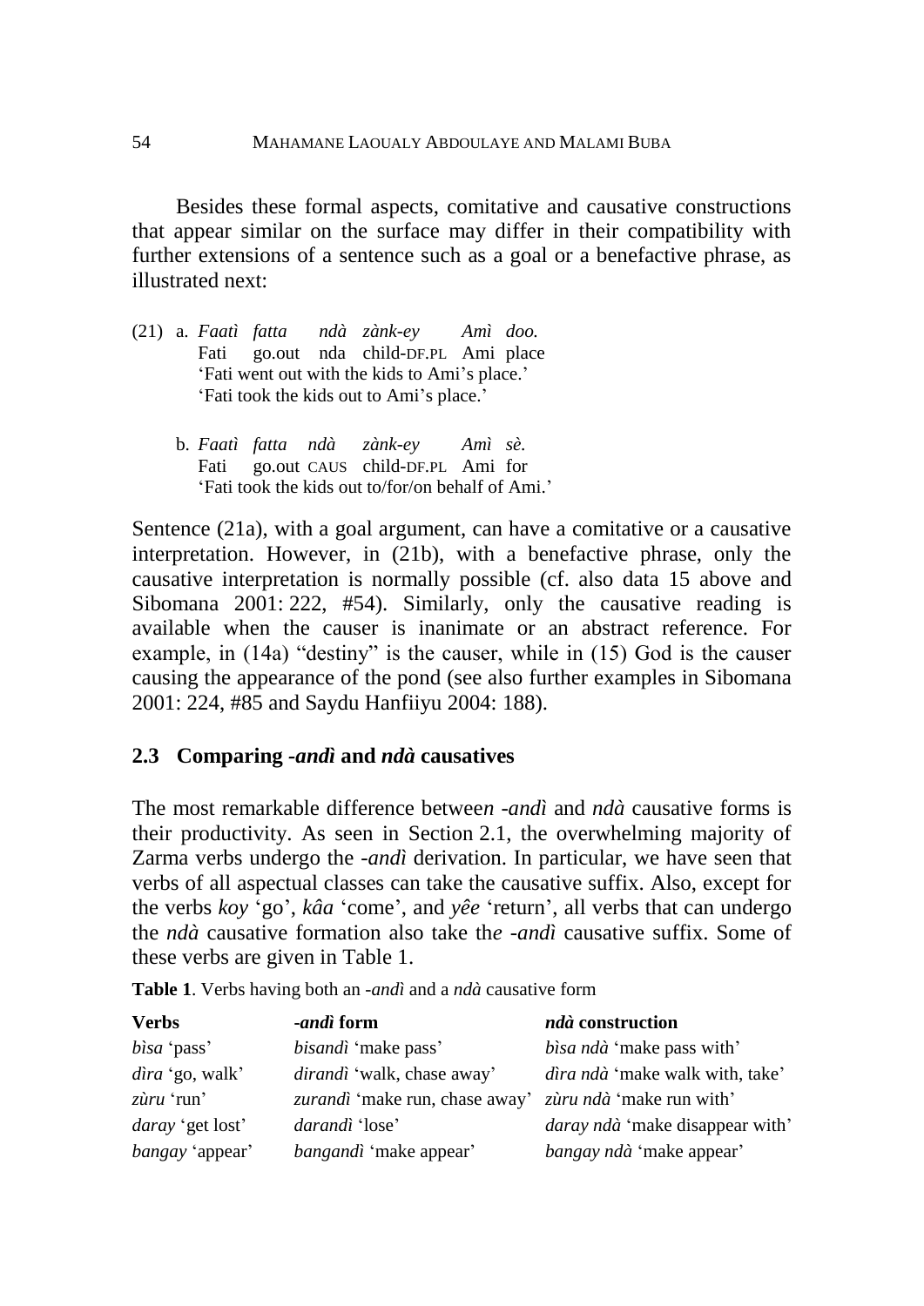Besides these formal aspects, comitative and causative constructions that appear similar on the surface may differ in their compatibility with further extensions of a sentence such as a goal or a benefactive phrase, as illustrated next:

(21) a. *Faatì fatta ndà zànk-ey Amì doo.*
Fati go.out nda child-DF.PL Ami place
'Fati went out with the kids to Ami's place.'
'Fati took the kids out to Ami's place.'

b. *Faatì fatta ndà zànk-ey Amì sè.*
Fati go.out CAUS child-DF.PL Ami for
'Fati took the kids out to/for/on behalf of Ami.'

Sentence (21a), with a goal argument, can have a comitative or a causative interpretation. However, in (21b), with a benefactive phrase, only the causative interpretation is normally possible (cf. also data 15 above and Sibomana 2001: 222, #54). Similarly, only the causative reading is available when the causer is inanimate or an abstract reference. For example, in (14a) "destiny" is the causer, while in (15) God is the causer causing the appearance of the pond (see also further examples in Sibomana 2001: 224, #85 and Saydu Hanfiiyu 2004: 188).

## 2.3 Comparing *-andì* and *ndà* causatives

The most remarkable difference between *-andì* and *ndà* causative forms is their productivity. As seen in Section 2.1, the overwhelming majority of Zarma verbs undergo the *-andì* derivation. In particular, we have seen that verbs of all aspectual classes can take the causative suffix. Also, except for the verbs *koy* 'go', *kâa* 'come', and *yêe* 'return', all verbs that can undergo the *ndà* causative formation also take the *-andì* causative suffix. Some of these verbs are given in Table 1.

**Table 1**. Verbs having both an *-andì* and a *ndà* causative form

| **Verbs** | ***-andì* form** | ***ndà* construction** |
|---|---|---|
| *bìsa* 'pass' | *bisandì* 'make pass' | *bìsa ndà* 'make pass with' |
| *dìra* 'go, walk' | *dirandì* 'walk, chase away' | *dìra ndà* 'make walk with, take' |
| *zùru* 'run' | *zurandì* 'make run, chase away' | *zùru ndà* 'make run with' |
| *daray* 'get lost' | *darandì* 'lose' | *daray ndà* 'make disappear with' |
| *bangay* 'appear' | *bangandì* 'make appear' | *bangay ndà* 'make appear' |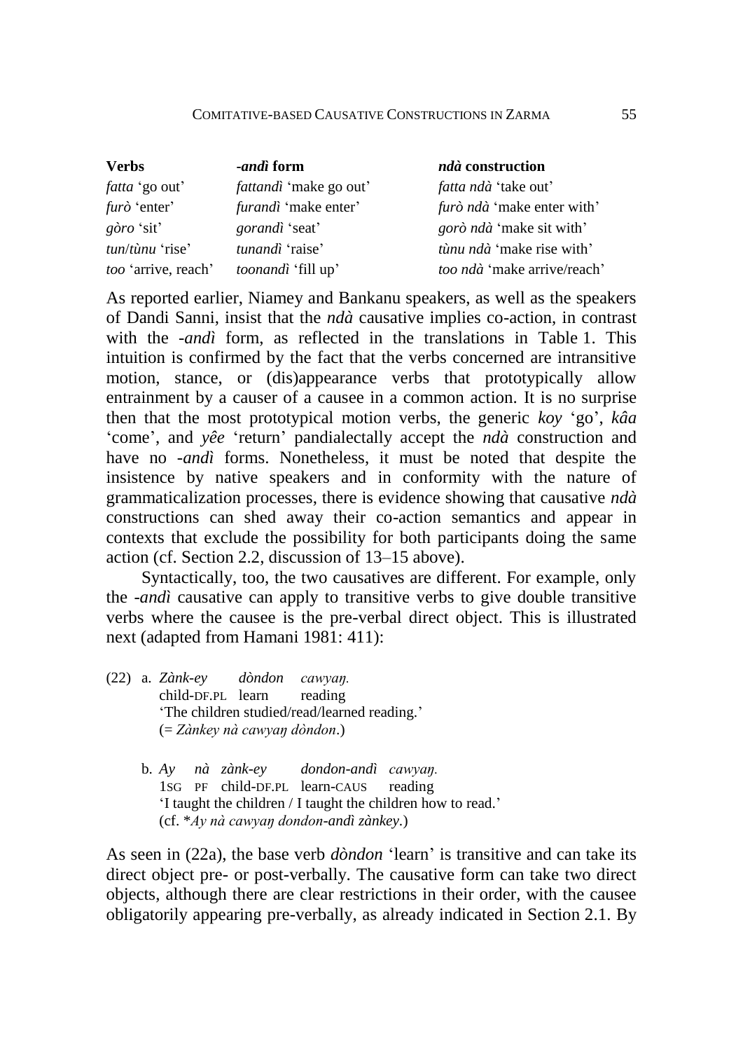| **Verbs** | ***-andì*** **form** | ***ndà*** **construction** |
|---|---|---|
| *fatta* 'go out' | *fattandì* 'make go out' | *fatta ndà* 'take out' |
| *furò* 'enter' | *furandì* 'make enter' | *furò ndà* 'make enter with' |
| *gòro* 'sit' | *gorandì* 'seat' | *gorò ndà* 'make sit with' |
| *tun*/*tùnu* 'rise' | *tunandì* 'raise' | *tùnu ndà* 'make rise with' |
| *too* 'arrive, reach' | *toonandì* 'fill up' | *too ndà* 'make arrive/reach' |

As reported earlier, Niamey and Bankanu speakers, as well as the speakers of Dandi Sanni, insist that the *ndà* causative implies co-action, in contrast with the *-andì* form, as reflected in the translations in Table 1. This intuition is confirmed by the fact that the verbs concerned are intransitive motion, stance, or (dis)appearance verbs that prototypically allow entrainment by a causer of a causee in a common action. It is no surprise then that the most prototypical motion verbs, the generic *koy* 'go', *kâa* 'come', and *yêe* 'return' pandialectally accept the *ndà* construction and have no *-andì* forms. Nonetheless, it must be noted that despite the insistence by native speakers and in conformity with the nature of grammaticalization processes, there is evidence showing that causative *ndà* constructions can shed away their co-action semantics and appear in contexts that exclude the possibility for both participants doing the same action (cf. Section 2.2, discussion of 13–15 above).

Syntactically, too, the two causatives are different. For example, only the *-andì* causative can apply to transitive verbs to give double transitive verbs where the causee is the pre-verbal direct object. This is illustrated next (adapted from Hamani 1981: 411):

(22) a. *Zànk-ey* *dòndon* *cawyaŋ.*
child-DF.PL learn reading
'The children studied/read/learned reading.'
(= *Zànkey nà cawyaŋ dòndon*.)

b. *Ay* *nà* *zànk-ey* *dondon-andì* *cawyaŋ.*
1SG PF child-DF.PL learn-CAUS reading
'I taught the children / I taught the children how to read.'
(cf. \**Ay nà cawyaŋ dondon-andì zànkey*.)

As seen in (22a), the base verb *dòndon* 'learn' is transitive and can take its direct object pre- or post-verbally. The causative form can take two direct objects, although there are clear restrictions in their order, with the causee obligatorily appearing pre-verbally, as already indicated in Section 2.1. By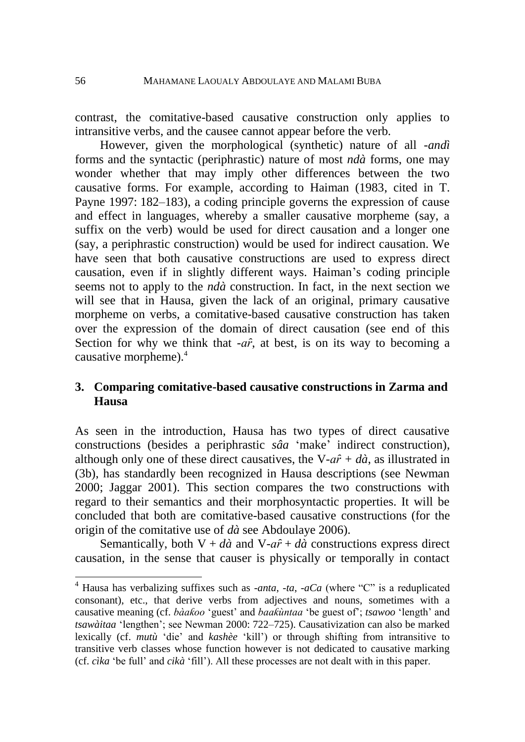contrast, the comitative-based causative construction only applies to intransitive verbs, and the causee cannot appear before the verb.

However, given the morphological (synthetic) nature of all *-andì* forms and the syntactic (periphrastic) nature of most *ndà* forms, one may wonder whether that may imply other differences between the two causative forms. For example, according to Haiman (1983, cited in T. Payne 1997: 182–183), a coding principle governs the expression of cause and effect in languages, whereby a smaller causative morpheme (say, a suffix on the verb) would be used for direct causation and a longer one (say, a periphrastic construction) would be used for indirect causation. We have seen that both causative constructions are used to express direct causation, even if in slightly different ways. Haiman's coding principle seems not to apply to the *ndà* construction. In fact, in the next section we will see that in Hausa, given the lack of an original, primary causative morpheme on verbs, a comitative-based causative construction has taken over the expression of the domain of direct causation (see end of this Section for why we think that *-ar̂*, at best, is on its way to becoming a causative morpheme).[4]

## 3. Comparing comitative-based causative constructions in Zarma and Hausa

As seen in the introduction, Hausa has two types of direct causative constructions (besides a periphrastic *sâa* 'make' indirect construction), although only one of these direct causatives, the V-*ar̂* + *dà*, as illustrated in (3b), has standardly been recognized in Hausa descriptions (see Newman 2000; Jaggar 2001). This section compares the two constructions with regard to their semantics and their morphosyntactic properties. It will be concluded that both are comitative-based causative constructions (for the origin of the comitative use of *dà* see Abdoulaye 2006).

Semantically, both V + *dà* and V-*ar̂* + *dà* constructions express direct causation, in the sense that causer is physically or temporally in contact

---

[4] Hausa has verbalizing suffixes such as *-anta*, *-ta*, *-aCa* (where "C" is a reduplicated consonant), etc., that derive verbs from adjectives and nouns, sometimes with a causative meaning (cf. *bàakoo* 'guest' and *baakùntaa* 'be guest of'; *tsawoo* 'length' and *tsawàitaa* 'lengthen'; see Newman 2000: 722–725). Causativization can also be marked lexically (cf. *mutù* 'die' and *kashèe* 'kill') or through shifting from intransitive to transitive verb classes whose function however is not dedicated to causative marking (cf. *cìka* 'be full' and *cikà* 'fill'). All these processes are not dealt with in this paper.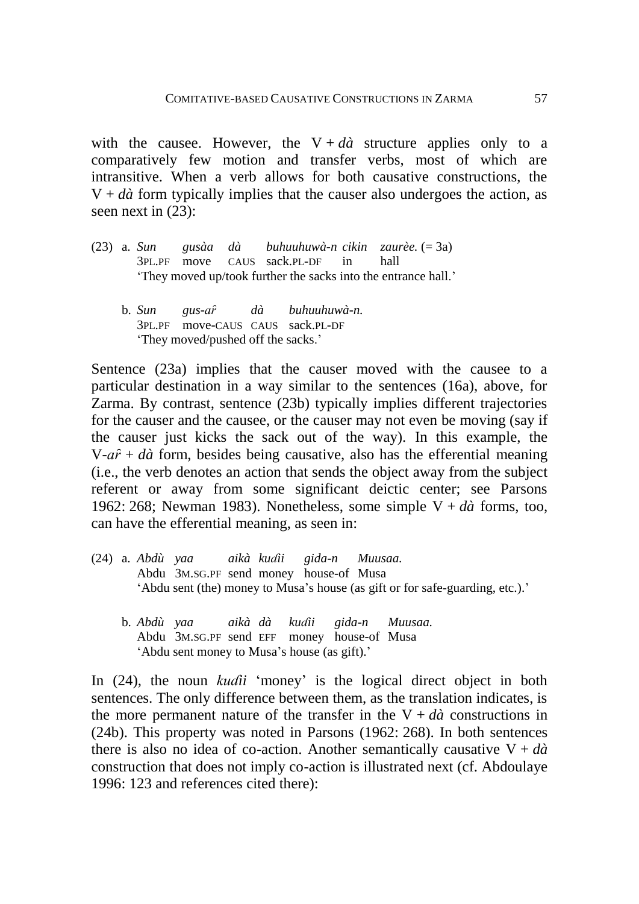with the causee. However, the V + *dà* structure applies only to a comparatively few motion and transfer verbs, most of which are intransitive. When a verb allows for both causative constructions, the V + *dà* form typically implies that the causer also undergoes the action, as seen next in (23):

(23) a. *Sun gusàa dà buhuuhuwà-n cikin zaurèe.* (= 3a)
3PL.PF move CAUS sack.PL-DF in hall
'They moved up/took further the sacks into the entrance hall.'

b. *Sun gus-ar̂ dà buhuuhuwà-n.*
3PL.PF move-CAUS CAUS sack.PL-DF
'They moved/pushed off the sacks.'

Sentence (23a) implies that the causer moved with the causee to a particular destination in a way similar to the sentences (16a), above, for Zarma. By contrast, sentence (23b) typically implies different trajectories for the causer and the causee, or the causer may not even be moving (say if the causer just kicks the sack out of the way). In this example, the V-*ar̂* + *dà* form, besides being causative, also has the efferential meaning (i.e., the verb denotes an action that sends the object away from the subject referent or away from some significant deictic center; see Parsons 1962: 268; Newman 1983). Nonetheless, some simple V + *dà* forms, too, can have the efferential meaning, as seen in:

(24) a. *Abdù yaa aikà kuɗii gida-n Muusaa.*
Abdu 3M.SG.PF send money house-of Musa
'Abdu sent (the) money to Musa's house (as gift or for safe-guarding, etc.).'

b. *Abdù yaa aikà dà kuɗii gida-n Muusaa.*
Abdu 3M.SG.PF send EFF money house-of Musa
'Abdu sent money to Musa's house (as gift).'

In (24), the noun *kuɗii* 'money' is the logical direct object in both sentences. The only difference between them, as the translation indicates, is the more permanent nature of the transfer in the V + *dà* constructions in (24b). This property was noted in Parsons (1962: 268). In both sentences there is also no idea of co-action. Another semantically causative V + *dà* construction that does not imply co-action is illustrated next (cf. Abdoulaye 1996: 123 and references cited there):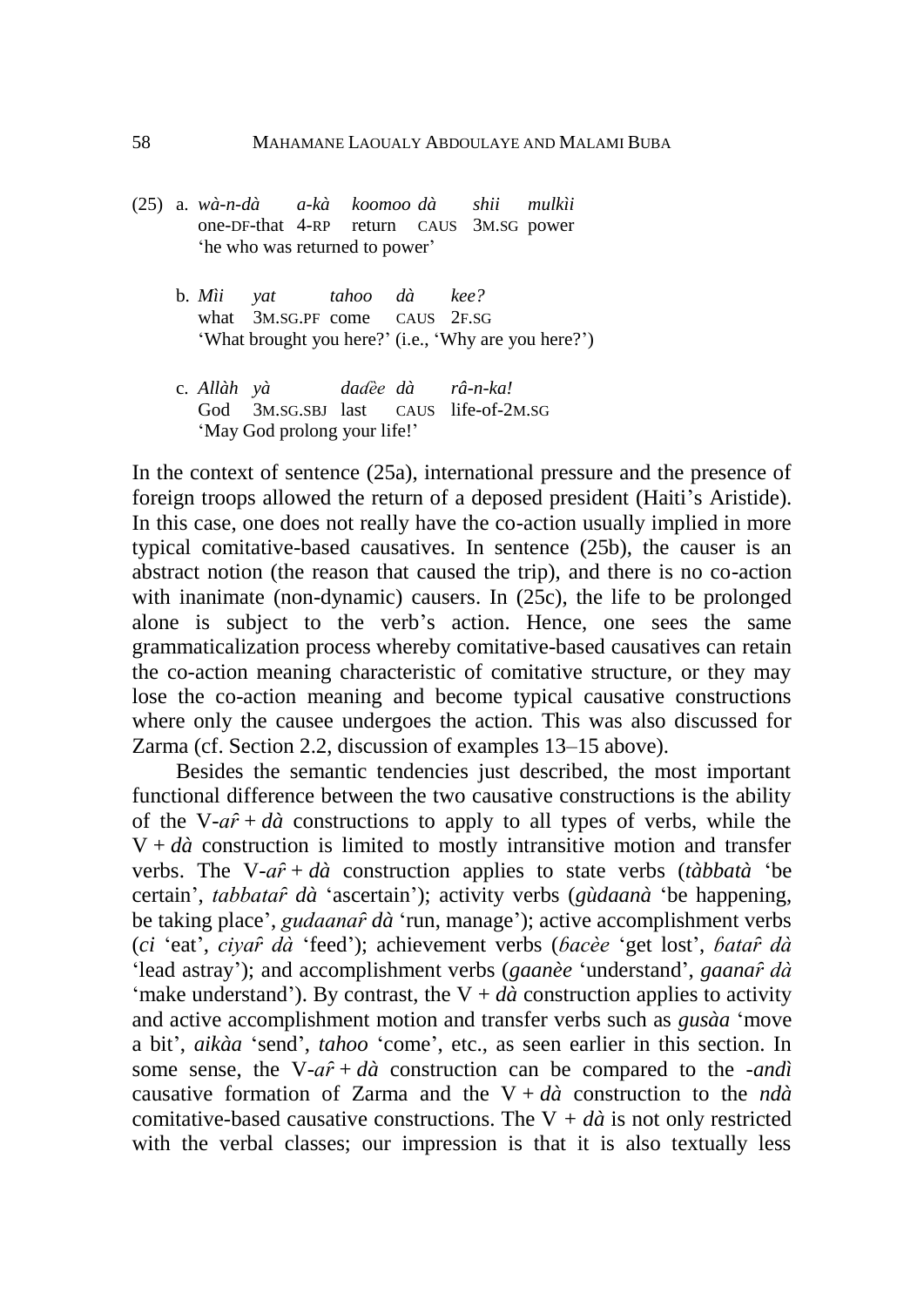(25) a. *wà-n-dà a-kà koomoo dà shii mulkìi*
one-DF-that 4-RP return CAUS 3M.SG power
'he who was returned to power'

b. *Mìi yat tahoo dà kee?*
what 3M.SG.PF come CAUS 2F.SG
'What brought you here?' (i.e., 'Why are you here?')

c. *Allàh yà daɗèe dà râ-n-ka!*
God 3M.SG.SBJ last CAUS life-of-2M.SG
'May God prolong your life!'

In the context of sentence (25a), international pressure and the presence of foreign troops allowed the return of a deposed president (Haiti's Aristide). In this case, one does not really have the co-action usually implied in more typical comitative-based causatives. In sentence (25b), the causer is an abstract notion (the reason that caused the trip), and there is no co-action with inanimate (non-dynamic) causers. In (25c), the life to be prolonged alone is subject to the verb's action. Hence, one sees the same grammaticalization process whereby comitative-based causatives can retain the co-action meaning characteristic of comitative structure, or they may lose the co-action meaning and become typical causative constructions where only the causee undergoes the action. This was also discussed for Zarma (cf. Section 2.2, discussion of examples 13–15 above).

Besides the semantic tendencies just described, the most important functional difference between the two causative constructions is the ability of the V-*ar̂* + *dà* constructions to apply to all types of verbs, while the V + *dà* construction is limited to mostly intransitive motion and transfer verbs. The V-*ar̂* + *dà* construction applies to state verbs (*tàbbatà* 'be certain', *tabbatar̂ dà* 'ascertain'); activity verbs (*gùdaanà* 'be happening, be taking place', *gudaanar̂ dà* 'run, manage'); active accomplishment verbs (*ci* 'eat', *ciyar̂ dà* 'feed'); achievement verbs (*ɓacèe* 'get lost', *ɓatar̂ dà* 'lead astray'); and accomplishment verbs (*gaanèe* 'understand', *gaanar̂ dà* 'make understand'). By contrast, the V + *dà* construction applies to activity and active accomplishment motion and transfer verbs such as *gusàa* 'move a bit', *aikàa* 'send', *tahoo* 'come', etc., as seen earlier in this section. In some sense, the V-*ar̂* + *dà* construction can be compared to the *-andì* causative formation of Zarma and the V + *dà* construction to the *ndà* comitative-based causative constructions. The V + *dà* is not only restricted with the verbal classes; our impression is that it is also textually less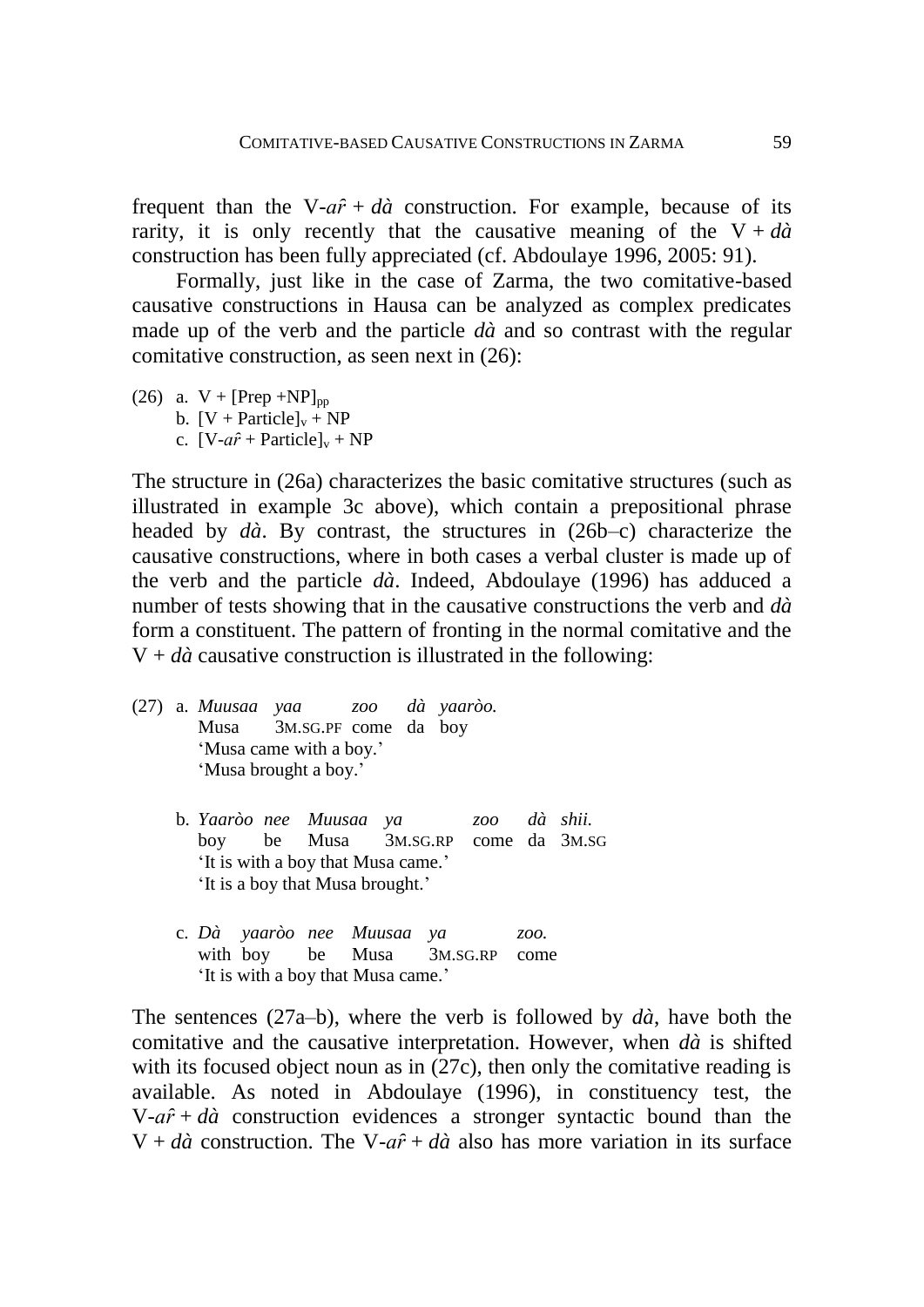frequent than the V-*aȓ* + *dà* construction. For example, because of its rarity, it is only recently that the causative meaning of the V + *dà* construction has been fully appreciated (cf. Abdoulaye 1996, 2005: 91).

Formally, just like in the case of Zarma, the two comitative-based causative constructions in Hausa can be analyzed as complex predicates made up of the verb and the particle *dà* and so contrast with the regular comitative construction, as seen next in (26):

(26) a. V + [Prep +NP]$_{pp}$
  b. [V + Particle]$_{v}$ + NP
  c. [V-*aȓ* + Particle]$_{v}$ + NP

The structure in (26a) characterizes the basic comitative structures (such as illustrated in example 3c above), which contain a prepositional phrase headed by *dà*. By contrast, the structures in (26b–c) characterize the causative constructions, where in both cases a verbal cluster is made up of the verb and the particle *dà*. Indeed, Abdoulaye (1996) has adduced a number of tests showing that in the causative constructions the verb and *dà* form a constituent. The pattern of fronting in the normal comitative and the V + *dà* causative construction is illustrated in the following:

(27) a. *Muusaa yaa zoo dà yaaròo.*
  Musa 3M.SG.PF come da boy
  'Musa came with a boy.'
  'Musa brought a boy.'

  b. *Yaaròo nee Muusaa ya zoo dà shii.*
  boy be Musa 3M.SG.RP come da 3M.SG
  'It is with a boy that Musa came.'
  'It is a boy that Musa brought.'

  c. *Dà yaaròo nee Muusaa ya zoo.*
  with boy be Musa 3M.SG.RP come
  'It is with a boy that Musa came.'

The sentences (27a–b), where the verb is followed by *dà*, have both the comitative and the causative interpretation. However, when *dà* is shifted with its focused object noun as in (27c), then only the comitative reading is available. As noted in Abdoulaye (1996), in constituency test, the V-*aȓ* + *dà* construction evidences a stronger syntactic bound than the V + *dà* construction. The V-*aȓ* + *dà* also has more variation in its surface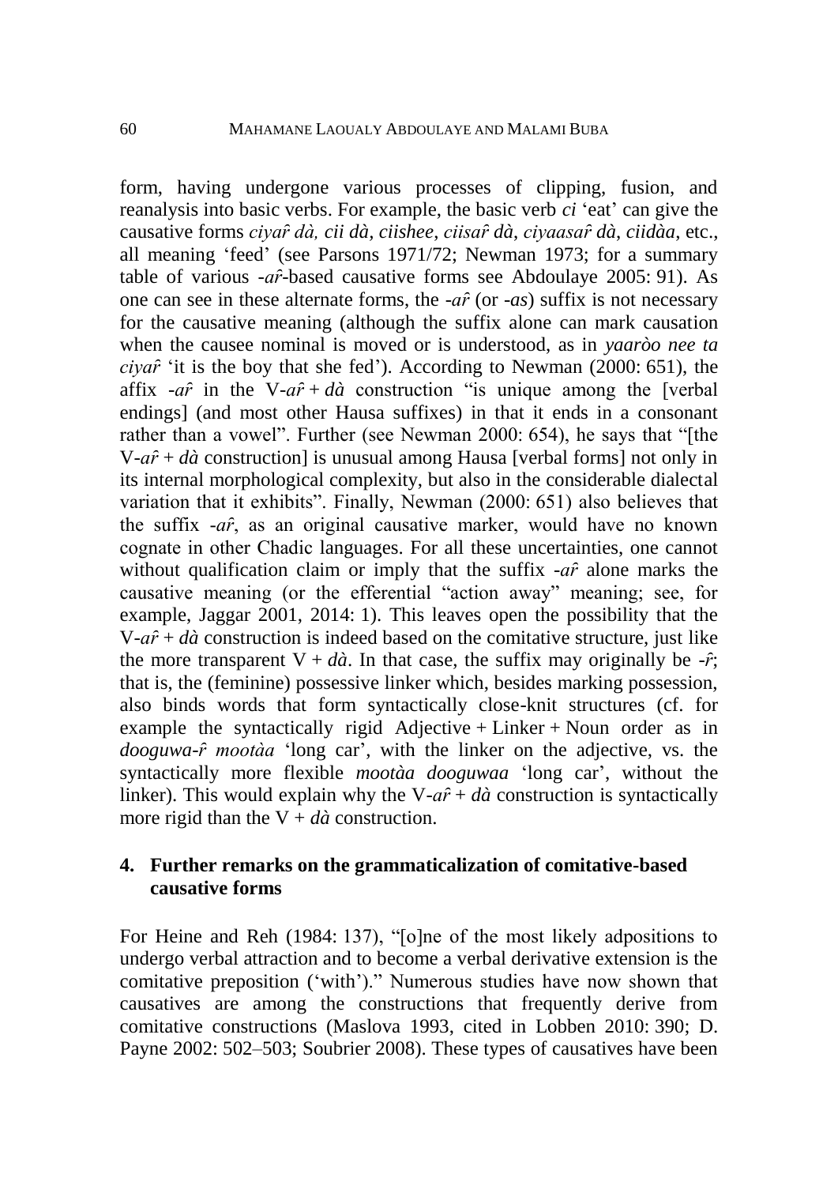form, having undergone various processes of clipping, fusion, and reanalysis into basic verbs. For example, the basic verb *ci* 'eat' can give the causative forms *ciyar̃ dà, cii dà, ciishee, ciisar̃ dà, ciyaasar̃ dà, ciidàa*, etc., all meaning 'feed' (see Parsons 1971/72; Newman 1973; for a summary table of various *-ar̃*-based causative forms see Abdoulaye 2005: 91). As one can see in these alternate forms, the *-ar̃* (or *-as*) suffix is not necessary for the causative meaning (although the suffix alone can mark causation when the causee nominal is moved or is understood, as in *yaaròo nee ta ciyar̃* 'it is the boy that she fed'). According to Newman (2000: 651), the affix *-ar̃* in the V-*ar̃* + *dà* construction "is unique among the [verbal endings] (and most other Hausa suffixes) in that it ends in a consonant rather than a vowel". Further (see Newman 2000: 654), he says that "[the V-*ar̃* + *dà* construction] is unusual among Hausa [verbal forms] not only in its internal morphological complexity, but also in the considerable dialectal variation that it exhibits". Finally, Newman (2000: 651) also believes that the suffix *-ar̃*, as an original causative marker, would have no known cognate in other Chadic languages. For all these uncertainties, one cannot without qualification claim or imply that the suffix *-ar̃* alone marks the causative meaning (or the efferential "action away" meaning; see, for example, Jaggar 2001, 2014: 1). This leaves open the possibility that the V-*ar̃* + *dà* construction is indeed based on the comitative structure, just like the more transparent V + *dà*. In that case, the suffix may originally be *-r̃*; that is, the (feminine) possessive linker which, besides marking possession, also binds words that form syntactically close-knit structures (cf. for example the syntactically rigid Adjective + Linker + Noun order as in *dooguwa-r̃ mootàa* 'long car', with the linker on the adjective, vs. the syntactically more flexible *mootàa dooguwaa* 'long car', without the linker). This would explain why the V-*ar̃* + *dà* construction is syntactically more rigid than the V + *dà* construction.

## 4. Further remarks on the grammaticalization of comitative-based causative forms

For Heine and Reh (1984: 137), "[o]ne of the most likely adpositions to undergo verbal attraction and to become a verbal derivative extension is the comitative preposition ('with')." Numerous studies have now shown that causatives are among the constructions that frequently derive from comitative constructions (Maslova 1993, cited in Lobben 2010: 390; D. Payne 2002: 502–503; Soubrier 2008). These types of causatives have been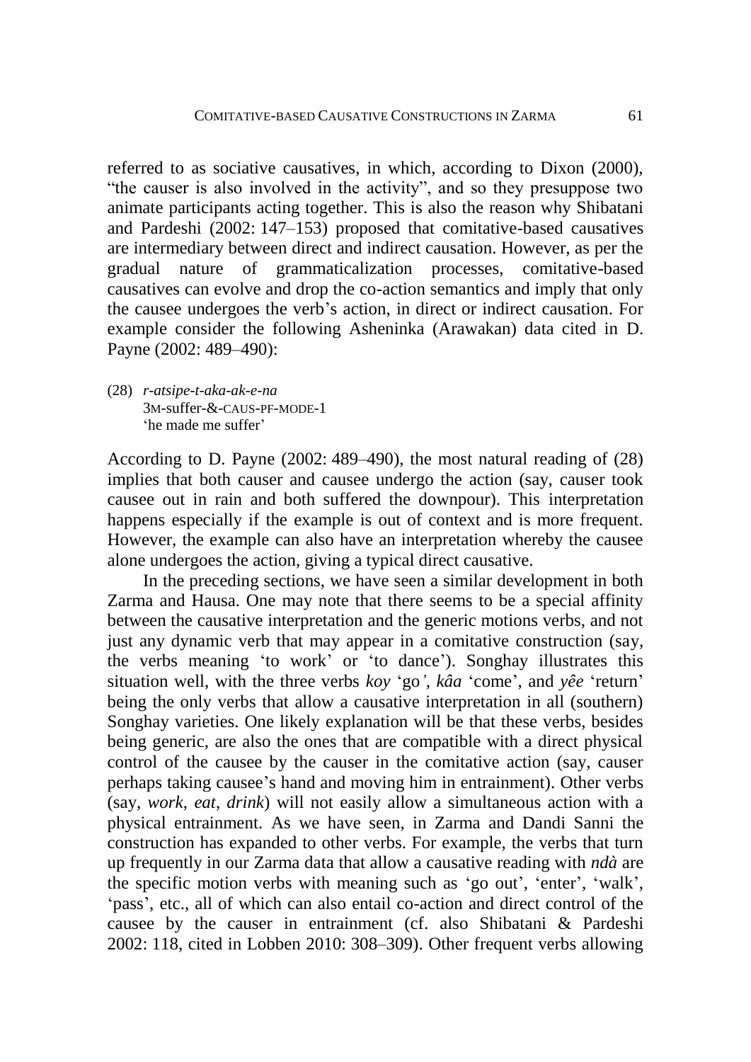referred to as sociative causatives, in which, according to Dixon (2000), "the causer is also involved in the activity", and so they presuppose two animate participants acting together. This is also the reason why Shibatani and Pardeshi (2002: 147–153) proposed that comitative-based causatives are intermediary between direct and indirect causation. However, as per the gradual nature of grammaticalization processes, comitative-based causatives can evolve and drop the co-action semantics and imply that only the causee undergoes the verb's action, in direct or indirect causation. For example consider the following Asheninka (Arawakan) data cited in D. Payne (2002: 489–490):

(28) *r-atsipe-t-aka-ak-e-na*
     3M-suffer-&-CAUS-PF-MODE-1
     'he made me suffer'

According to D. Payne (2002: 489–490), the most natural reading of (28) implies that both causer and causee undergo the action (say, causer took causee out in rain and both suffered the downpour). This interpretation happens especially if the example is out of context and is more frequent. However, the example can also have an interpretation whereby the causee alone undergoes the action, giving a typical direct causative.

In the preceding sections, we have seen a similar development in both Zarma and Hausa. One may note that there seems to be a special affinity between the causative interpretation and the generic motions verbs, and not just any dynamic verb that may appear in a comitative construction (say, the verbs meaning 'to work' or 'to dance'). Songhay illustrates this situation well, with the three verbs *koy* 'go', *kâa* 'come', and *yêe* 'return' being the only verbs that allow a causative interpretation in all (southern) Songhay varieties. One likely explanation will be that these verbs, besides being generic, are also the ones that are compatible with a direct physical control of the causee by the causer in the comitative action (say, causer perhaps taking causee's hand and moving him in entrainment). Other verbs (say, *work*, *eat*, *drink*) will not easily allow a simultaneous action with a physical entrainment. As we have seen, in Zarma and Dandi Sanni the construction has expanded to other verbs. For example, the verbs that turn up frequently in our Zarma data that allow a causative reading with *ndà* are the specific motion verbs with meaning such as 'go out', 'enter', 'walk', 'pass', etc., all of which can also entail co-action and direct control of the causee by the causer in entrainment (cf. also Shibatani & Pardeshi 2002: 118, cited in Lobben 2010: 308–309). Other frequent verbs allowing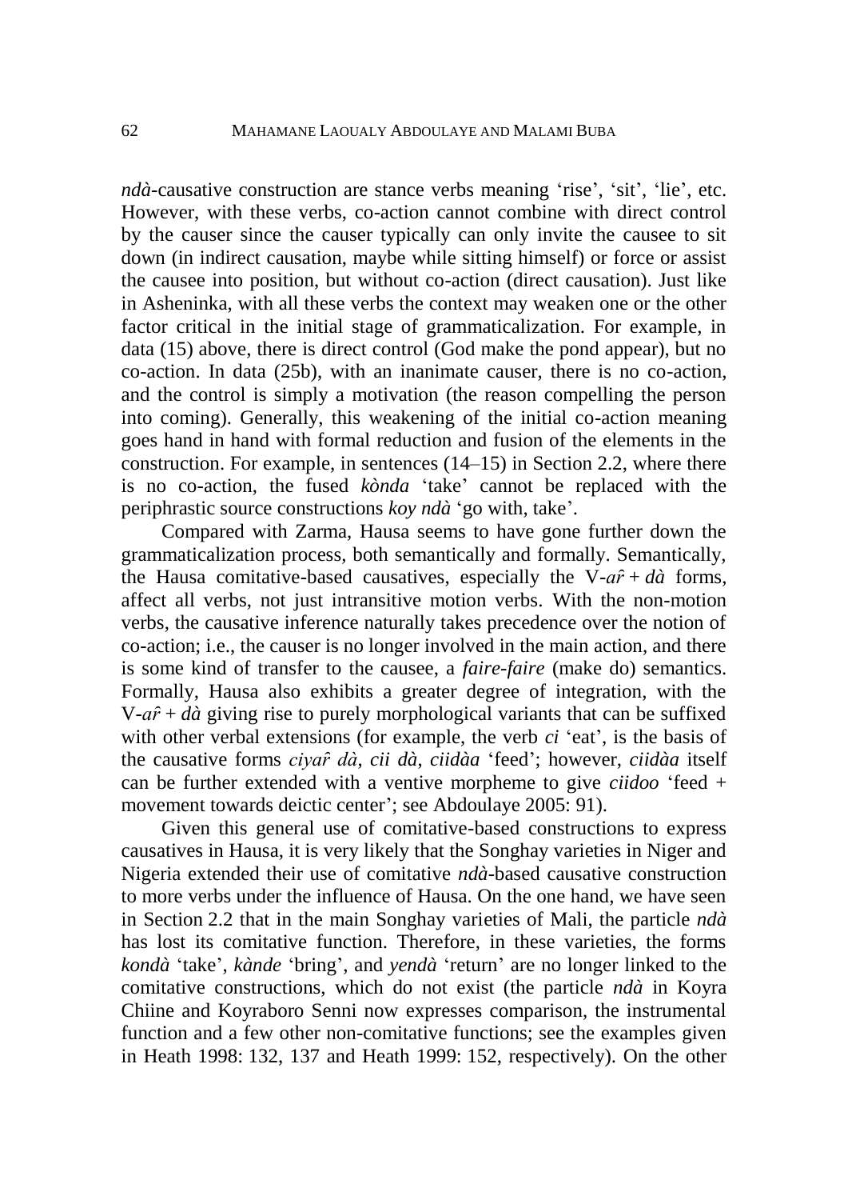*ndà*-causative construction are stance verbs meaning 'rise', 'sit', 'lie', etc. However, with these verbs, co-action cannot combine with direct control by the causer since the causer typically can only invite the causee to sit down (in indirect causation, maybe while sitting himself) or force or assist the causee into position, but without co-action (direct causation). Just like in Asheninka, with all these verbs the context may weaken one or the other factor critical in the initial stage of grammaticalization. For example, in data (15) above, there is direct control (God make the pond appear), but no co-action. In data (25b), with an inanimate causer, there is no co-action, and the control is simply a motivation (the reason compelling the person into coming). Generally, this weakening of the initial co-action meaning goes hand in hand with formal reduction and fusion of the elements in the construction. For example, in sentences (14–15) in Section 2.2, where there is no co-action, the fused *kònda* 'take' cannot be replaced with the periphrastic source constructions *koy ndà* 'go with, take'.

Compared with Zarma, Hausa seems to have gone further down the grammaticalization process, both semantically and formally. Semantically, the Hausa comitative-based causatives, especially the V-*ar̂* + *dà* forms, affect all verbs, not just intransitive motion verbs. With the non-motion verbs, the causative inference naturally takes precedence over the notion of co-action; i.e., the causer is no longer involved in the main action, and there is some kind of transfer to the causee, a *faire-faire* (make do) semantics. Formally, Hausa also exhibits a greater degree of integration, with the V-*ar̂* + *dà* giving rise to purely morphological variants that can be suffixed with other verbal extensions (for example, the verb *ci* 'eat', is the basis of the causative forms *ciyar̂ dà*, *cii dà*, *ciidàa* 'feed'; however, *ciidàa* itself can be further extended with a ventive morpheme to give *ciidoo* 'feed + movement towards deictic center'; see Abdoulaye 2005: 91).

Given this general use of comitative-based constructions to express causatives in Hausa, it is very likely that the Songhay varieties in Niger and Nigeria extended their use of comitative *ndà*-based causative construction to more verbs under the influence of Hausa. On the one hand, we have seen in Section 2.2 that in the main Songhay varieties of Mali, the particle *ndà* has lost its comitative function. Therefore, in these varieties, the forms *kondà* 'take', *kànde* 'bring', and *yendà* 'return' are no longer linked to the comitative constructions, which do not exist (the particle *ndà* in Koyra Chiine and Koyraboro Senni now expresses comparison, the instrumental function and a few other non-comitative functions; see the examples given in Heath 1998: 132, 137 and Heath 1999: 152, respectively). On the other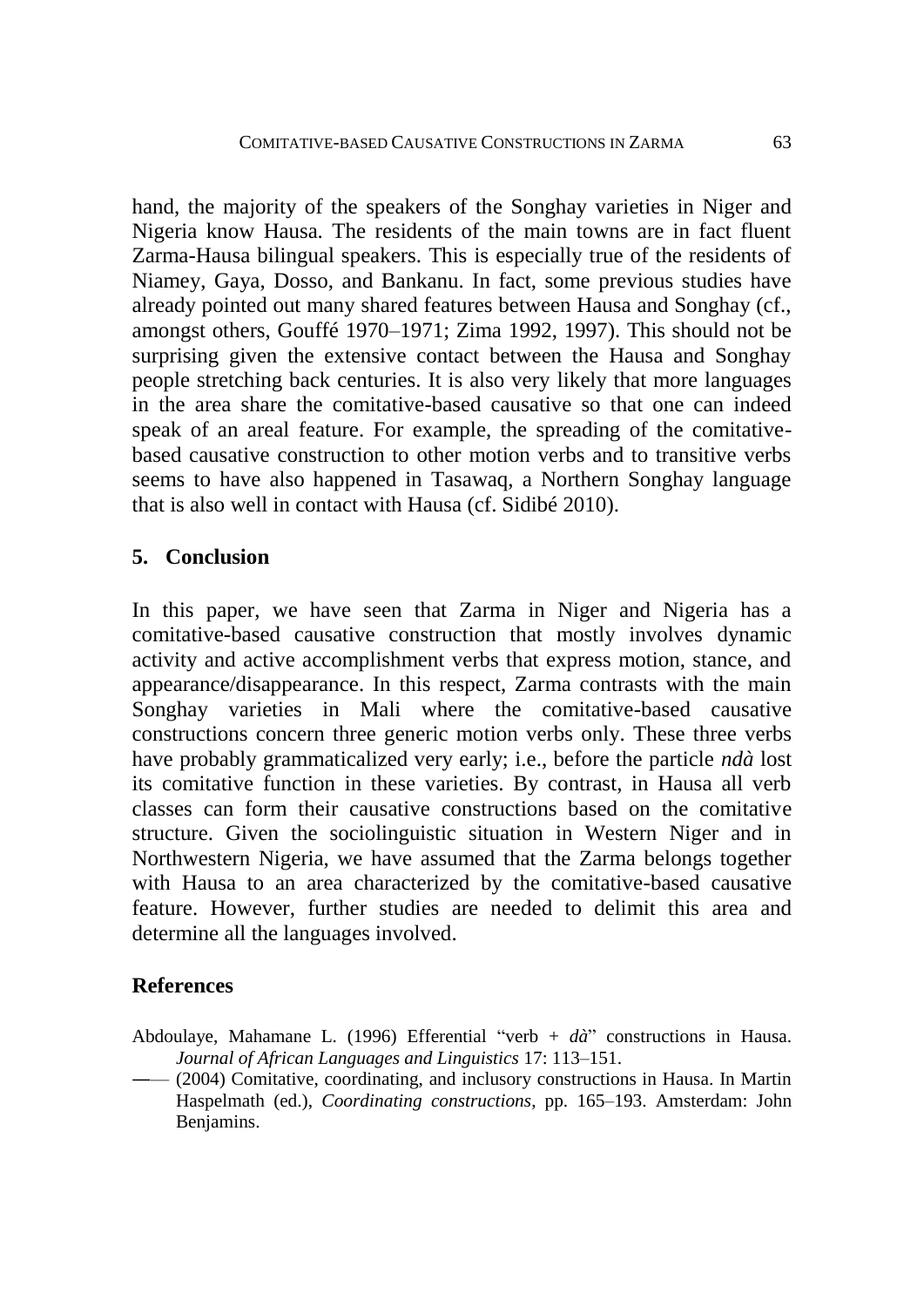hand, the majority of the speakers of the Songhay varieties in Niger and Nigeria know Hausa. The residents of the main towns are in fact fluent Zarma-Hausa bilingual speakers. This is especially true of the residents of Niamey, Gaya, Dosso, and Bankanu. In fact, some previous studies have already pointed out many shared features between Hausa and Songhay (cf., amongst others, Gouffé 1970–1971; Zima 1992, 1997). This should not be surprising given the extensive contact between the Hausa and Songhay people stretching back centuries. It is also very likely that more languages in the area share the comitative-based causative so that one can indeed speak of an areal feature. For example, the spreading of the comitative-based causative construction to other motion verbs and to transitive verbs seems to have also happened in Tasawaq, a Northern Songhay language that is also well in contact with Hausa (cf. Sidibé 2010).

## 5. Conclusion

In this paper, we have seen that Zarma in Niger and Nigeria has a comitative-based causative construction that mostly involves dynamic activity and active accomplishment verbs that express motion, stance, and appearance/disappearance. In this respect, Zarma contrasts with the main Songhay varieties in Mali where the comitative-based causative constructions concern three generic motion verbs only. These three verbs have probably grammaticalized very early; i.e., before the particle *ndà* lost its comitative function in these varieties. By contrast, in Hausa all verb classes can form their causative constructions based on the comitative structure. Given the sociolinguistic situation in Western Niger and in Northwestern Nigeria, we have assumed that the Zarma belongs together with Hausa to an area characterized by the comitative-based causative feature. However, further studies are needed to delimit this area and determine all the languages involved.

## References

Abdoulaye, Mahamane L. (1996) Efferential "verb + *dà*" constructions in Hausa. *Journal of African Languages and Linguistics* 17: 113–151.

—— (2004) Comitative, coordinating, and inclusory constructions in Hausa. In Martin Haspelmath (ed.), *Coordinating constructions*, pp. 165–193. Amsterdam: John Benjamins.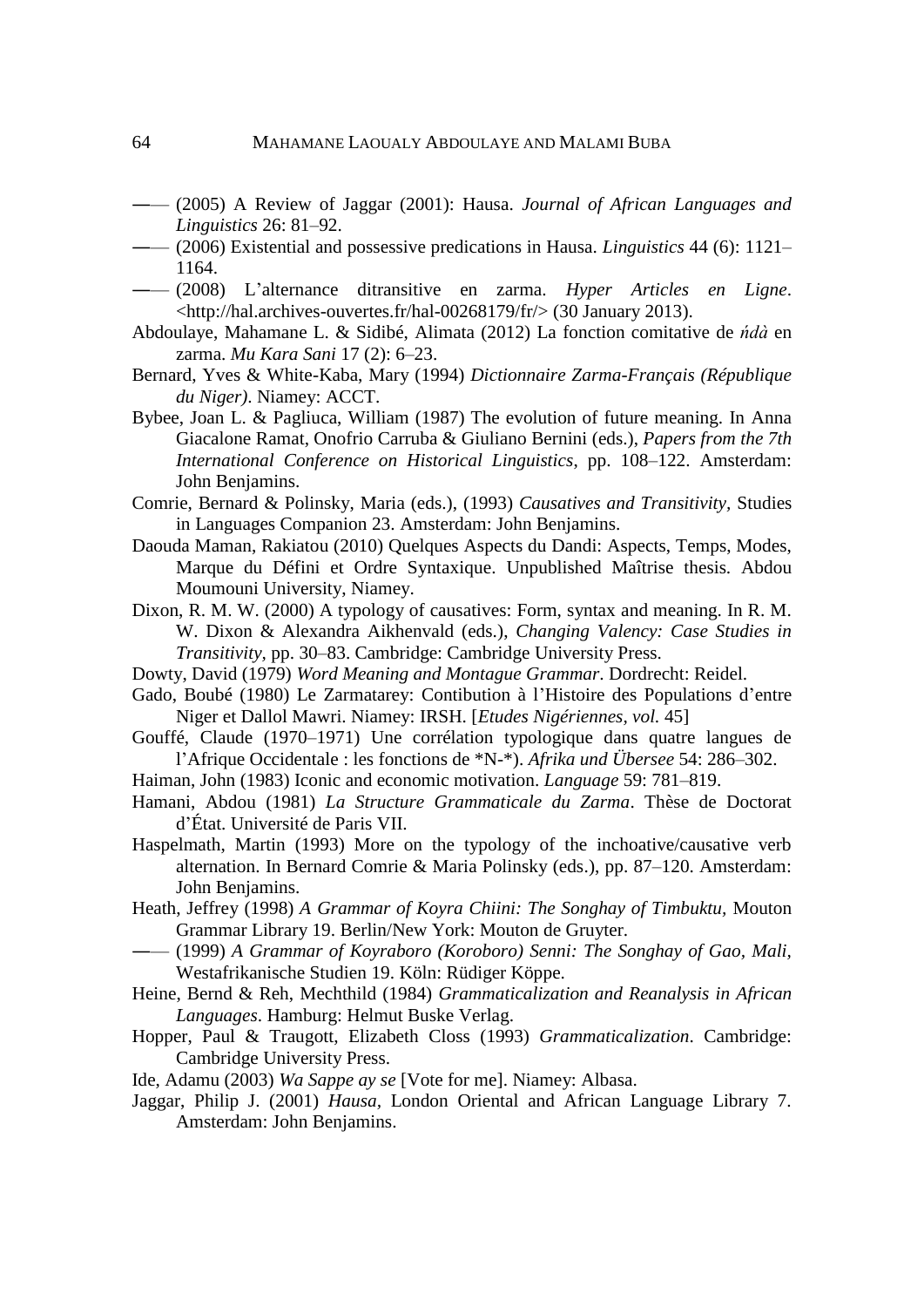—— (2005) A Review of Jaggar (2001): Hausa. *Journal of African Languages and Linguistics* 26: 81–92.

—— (2006) Existential and possessive predications in Hausa. *Linguistics* 44 (6): 1121–1164.

—— (2008) L'alternance ditransitive en zarma. *Hyper Articles en Ligne*. <http://hal.archives-ouvertes.fr/hal-00268179/fr/> (30 January 2013).

Abdoulaye, Mahamane L. & Sidibé, Alimata (2012) La fonction comitative de *ńdà* en zarma. *Mu Kara Sani* 17 (2): 6–23.

Bernard, Yves & White-Kaba, Mary (1994) *Dictionnaire Zarma-Français (République du Niger)*. Niamey: ACCT.

Bybee, Joan L. & Pagliuca, William (1987) The evolution of future meaning. In Anna Giacalone Ramat, Onofrio Carruba & Giuliano Bernini (eds.), *Papers from the 7th International Conference on Historical Linguistics*, pp. 108–122. Amsterdam: John Benjamins.

Comrie, Bernard & Polinsky, Maria (eds.), (1993) *Causatives and Transitivity*, Studies in Languages Companion 23. Amsterdam: John Benjamins.

Daouda Maman, Rakiatou (2010) Quelques Aspects du Dandi: Aspects, Temps, Modes, Marque du Défini et Ordre Syntaxique. Unpublished Maîtrise thesis. Abdou Moumouni University, Niamey.

Dixon, R. M. W. (2000) A typology of causatives: Form, syntax and meaning. In R. M. W. Dixon & Alexandra Aikhenvald (eds.), *Changing Valency: Case Studies in Transitivity*, pp. 30–83. Cambridge: Cambridge University Press.

Dowty, David (1979) *Word Meaning and Montague Grammar*. Dordrecht: Reidel.

Gado, Boubé (1980) Le Zarmatarey: Contibution à l'Histoire des Populations d'entre Niger et Dallol Mawri. Niamey: IRSH. [*Etudes Nigériennes, vol.* 45]

Gouffé, Claude (1970–1971) Une corrélation typologique dans quatre langues de l'Afrique Occidentale : les fonctions de *N-*). *Afrika und Übersee* 54: 286–302.

Haiman, John (1983) Iconic and economic motivation. *Language* 59: 781–819.

Hamani, Abdou (1981) *La Structure Grammaticale du Zarma*. Thèse de Doctorat d'État. Université de Paris VII.

Haspelmath, Martin (1993) More on the typology of the inchoative/causative verb alternation. In Bernard Comrie & Maria Polinsky (eds.), pp. 87–120. Amsterdam: John Benjamins.

Heath, Jeffrey (1998) *A Grammar of Koyra Chiini: The Songhay of Timbuktu*, Mouton Grammar Library 19. Berlin/New York: Mouton de Gruyter.

—— (1999) *A Grammar of Koyraboro (Koroboro) Senni: The Songhay of Gao, Mali*, Westafrikanische Studien 19. Köln: Rüdiger Köppe.

Heine, Bernd & Reh, Mechthild (1984) *Grammaticalization and Reanalysis in African Languages*. Hamburg: Helmut Buske Verlag.

Hopper, Paul & Traugott, Elizabeth Closs (1993) *Grammaticalization*. Cambridge: Cambridge University Press.

Ide, Adamu (2003) *Wa Sappe ay se* [Vote for me]. Niamey: Albasa.

Jaggar, Philip J. (2001) *Hausa*, London Oriental and African Language Library 7. Amsterdam: John Benjamins.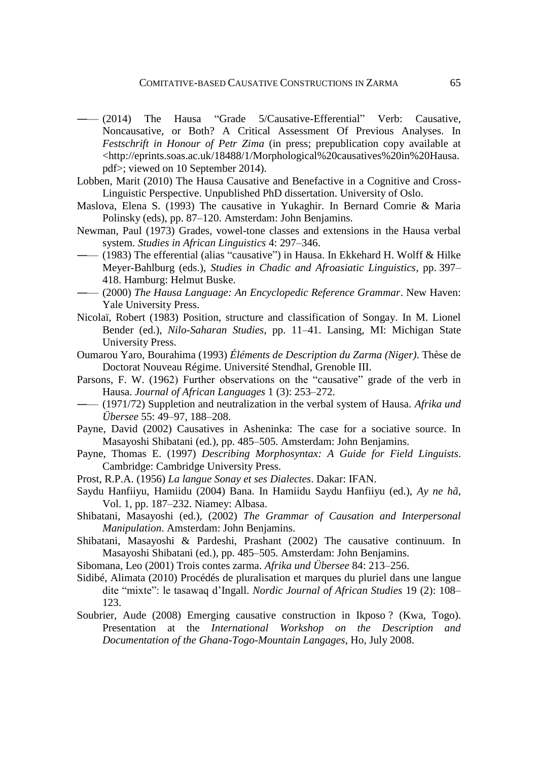——— (2014) The Hausa "Grade 5/Causative-Efferential" Verb: Causative, Noncausative, or Both? A Critical Assessment Of Previous Analyses. In *Festschrift in Honour of Petr Zima* (in press; prepublication copy available at <http://eprints.soas.ac.uk/18488/1/Morphological%20causatives%20in%20Hausa.pdf>; viewed on 10 September 2014).

Lobben, Marit (2010) The Hausa Causative and Benefactive in a Cognitive and Cross-Linguistic Perspective. Unpublished PhD dissertation. University of Oslo.

Maslova, Elena S. (1993) The causative in Yukaghir. In Bernard Comrie & Maria Polinsky (eds), pp. 87–120. Amsterdam: John Benjamins.

Newman, Paul (1973) Grades, vowel-tone classes and extensions in the Hausa verbal system. *Studies in African Linguistics* 4: 297–346.

——— (1983) The efferential (alias "causative") in Hausa. In Ekkehard H. Wolff & Hilke Meyer-Bahlburg (eds.), *Studies in Chadic and Afroasiatic Linguistics*, pp. 397–418. Hamburg: Helmut Buske.

——— (2000) *The Hausa Language: An Encyclopedic Reference Grammar*. New Haven: Yale University Press.

Nicolaï, Robert (1983) Position, structure and classification of Songay. In M. Lionel Bender (ed.), *Nilo-Saharan Studies*, pp. 11–41. Lansing, MI: Michigan State University Press.

Oumarou Yaro, Bourahima (1993) *Éléments de Description du Zarma (Niger)*. Thèse de Doctorat Nouveau Régime. Université Stendhal, Grenoble III.

Parsons, F. W. (1962) Further observations on the "causative" grade of the verb in Hausa. *Journal of African Languages* 1 (3): 253–272.

——— (1971/72) Suppletion and neutralization in the verbal system of Hausa. *Afrika und Übersee* 55: 49–97, 188–208.

Payne, David (2002) Causatives in Asheninka: The case for a sociative source. In Masayoshi Shibatani (ed.), pp. 485–505. Amsterdam: John Benjamins.

Payne, Thomas E. (1997) *Describing Morphosyntax: A Guide for Field Linguists*. Cambridge: Cambridge University Press.

Prost, R.P.A. (1956) *La langue Sonay et ses Dialectes*. Dakar: IFAN.

Saydu Hanfiiyu, Hamiidu (2004) Bana. In Hamiidu Saydu Hanfiiyu (ed.), *Ay ne hã*, Vol. 1, pp. 187–232. Niamey: Albasa.

Shibatani, Masayoshi (ed.), (2002) *The Grammar of Causation and Interpersonal Manipulation*. Amsterdam: John Benjamins.

Shibatani, Masayoshi & Pardeshi, Prashant (2002) The causative continuum. In Masayoshi Shibatani (ed.), pp. 485–505. Amsterdam: John Benjamins.

Sibomana, Leo (2001) Trois contes zarma. *Afrika und Übersee* 84: 213–256.

Sidibé, Alimata (2010) Procédés de pluralisation et marques du pluriel dans une langue dite "mixte": le tasawaq d'Ingall. *Nordic Journal of African Studies* 19 (2): 108–123.

Soubrier, Aude (2008) Emerging causative construction in Ikposo ? (Kwa, Togo). Presentation at the *International Workshop on the Description and Documentation of the Ghana-Togo-Mountain Langages*, Ho, July 2008.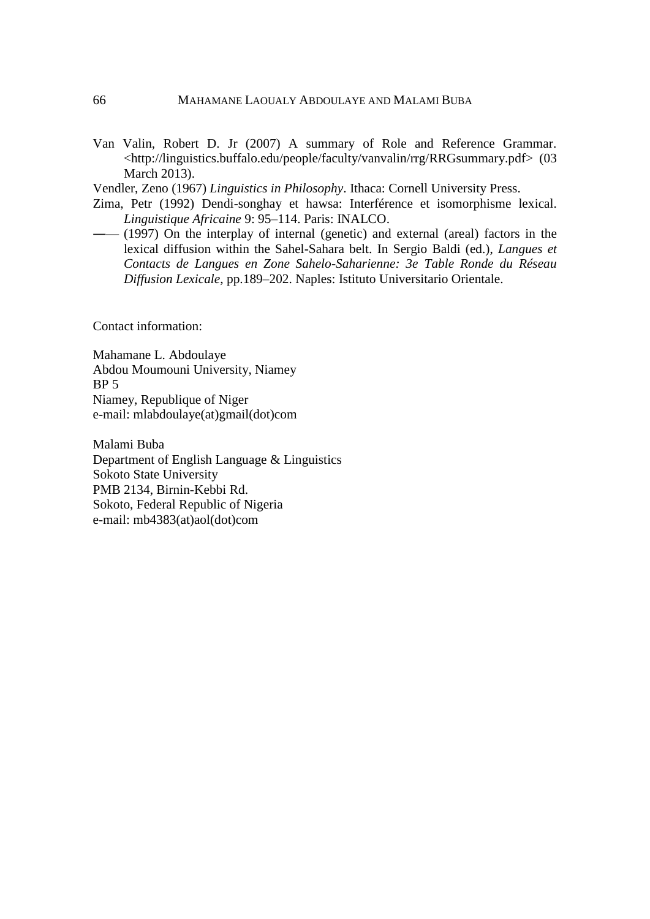Van Valin, Robert D. Jr (2007) A summary of Role and Reference Grammar. <http://linguistics.buffalo.edu/people/faculty/vanvalin/rrg/RRGsummary.pdf> (03 March 2013).

Vendler, Zeno (1967) *Linguistics in Philosophy*. Ithaca: Cornell University Press.

Zima, Petr (1992) Dendi-songhay et hawsa: Interférence et isomorphisme lexical. *Linguistique Africaine* 9: 95–114. Paris: INALCO.

—— (1997) On the interplay of internal (genetic) and external (areal) factors in the lexical diffusion within the Sahel-Sahara belt. In Sergio Baldi (ed.), *Langues et Contacts de Langues en Zone Sahelo-Saharienne: 3e Table Ronde du Réseau Diffusion Lexicale*, pp.189–202. Naples: Istituto Universitario Orientale.

Contact information:

Mahamane L. Abdoulaye
Abdou Moumouni University, Niamey
BP 5
Niamey, Republique of Niger
e-mail: mlabdoulaye(at)gmail(dot)com

Malami Buba
Department of English Language & Linguistics
Sokoto State University
PMB 2134, Birnin-Kebbi Rd.
Sokoto, Federal Republic of Nigeria
e-mail: mb4383(at)aol(dot)com